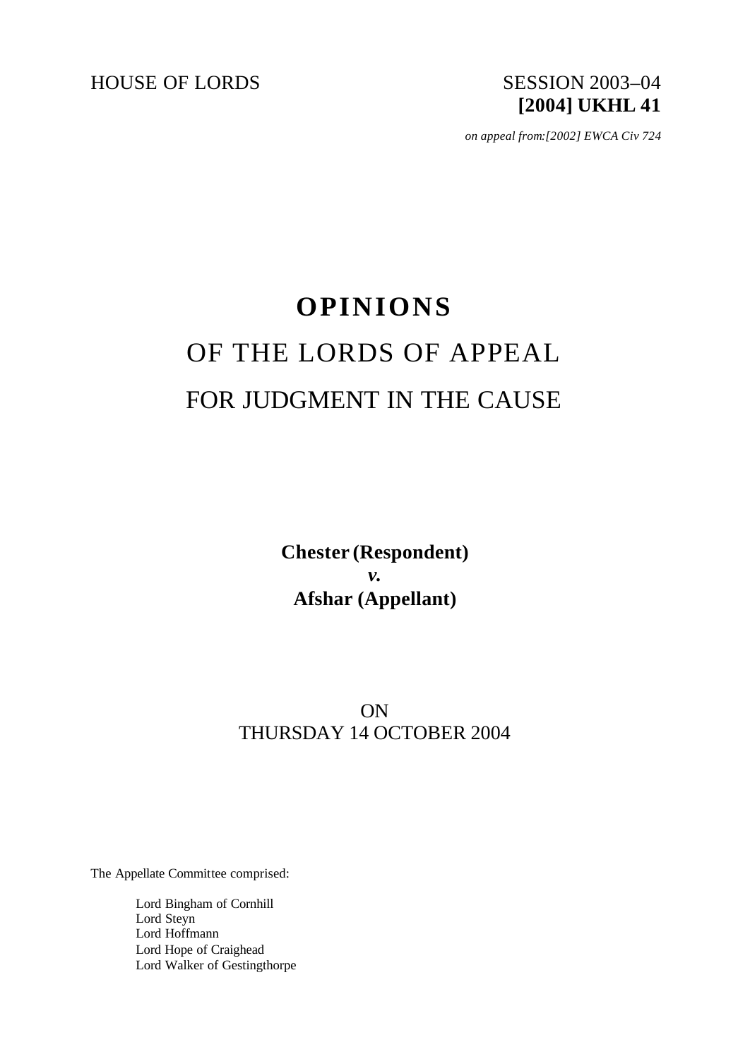HOUSE OF LORDS SESSION 2003–04

**[2004] UKHL 41**

*on appeal from:[2002] EWCA Civ 724*

# OPINIONS

## OF THE LORDS OF APPEAL

## FOR JUDGMENT IN THE CAUSE

**Chester (Respondent)**

***v.***

**Afshar (Appellant)**

ON

THURSDAY 14 OCTOBER 2004

The Appellate Committee comprised:

Lord Bingham of Cornhill
Lord Steyn
Lord Hoffmann
Lord Hope of Craighead
Lord Walker of Gestingthorpe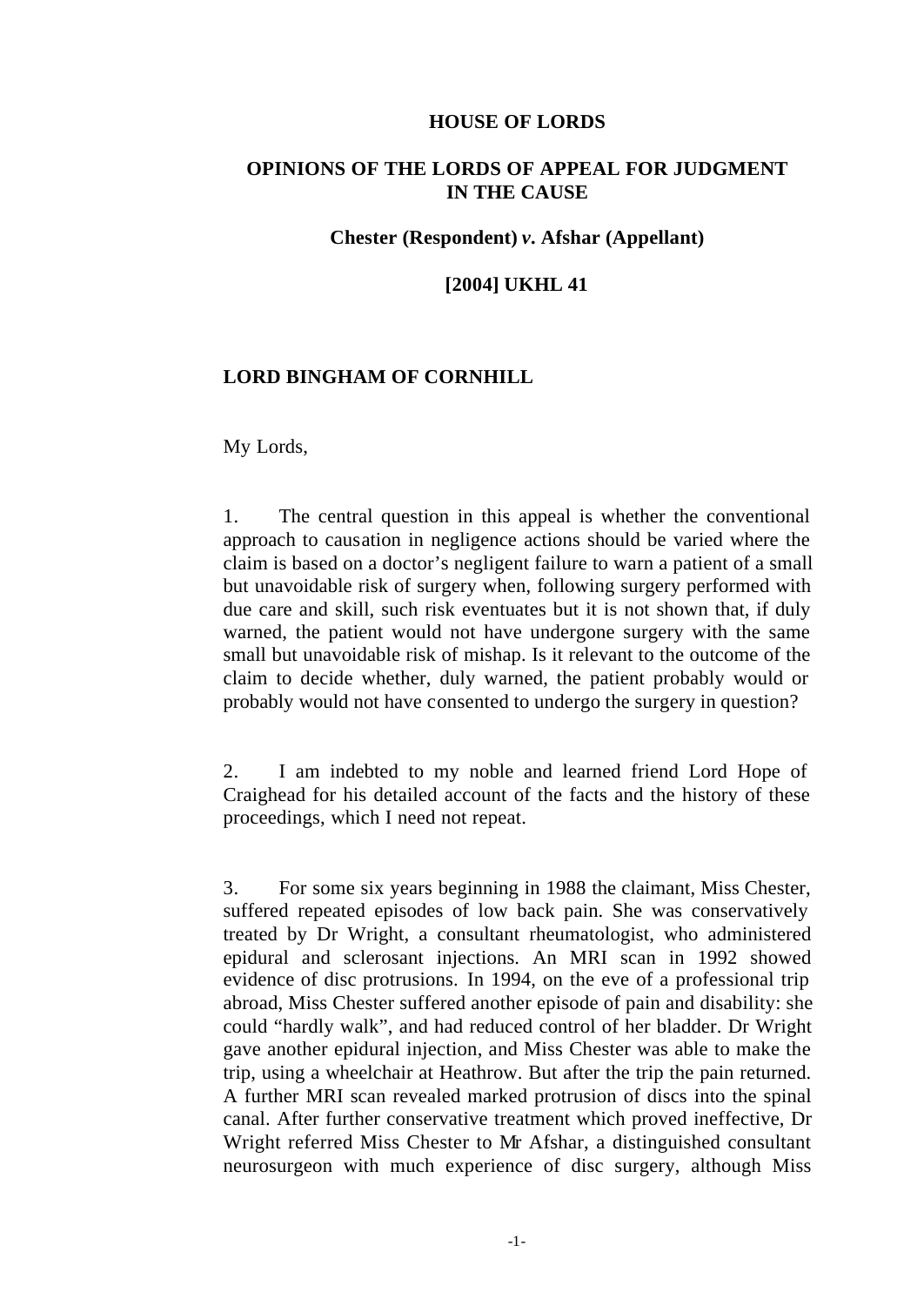**HOUSE OF LORDS**

**OPINIONS OF THE LORDS OF APPEAL FOR JUDGMENT IN THE CAUSE**

**Chester (Respondent) *v.* Afshar (Appellant)**

**[2004] UKHL 41**

**LORD BINGHAM OF CORNHILL**

My Lords,

1. The central question in this appeal is whether the conventional approach to causation in negligence actions should be varied where the claim is based on a doctor's negligent failure to warn a patient of a small but unavoidable risk of surgery when, following surgery performed with due care and skill, such risk eventuates but it is not shown that, if duly warned, the patient would not have undergone surgery with the same small but unavoidable risk of mishap. Is it relevant to the outcome of the claim to decide whether, duly warned, the patient probably would or probably would not have consented to undergo the surgery in question?

2. I am indebted to my noble and learned friend Lord Hope of Craighead for his detailed account of the facts and the history of these proceedings, which I need not repeat.

3. For some six years beginning in 1988 the claimant, Miss Chester, suffered repeated episodes of low back pain. She was conservatively treated by Dr Wright, a consultant rheumatologist, who administered epidural and sclerosant injections. An MRI scan in 1992 showed evidence of disc protrusions. In 1994, on the eve of a professional trip abroad, Miss Chester suffered another episode of pain and disability: she could "hardly walk", and had reduced control of her bladder. Dr Wright gave another epidural injection, and Miss Chester was able to make the trip, using a wheelchair at Heathrow. But after the trip the pain returned. A further MRI scan revealed marked protrusion of discs into the spinal canal. After further conservative treatment which proved ineffective, Dr Wright referred Miss Chester to Mr Afshar, a distinguished consultant neurosurgeon with much experience of disc surgery, although Miss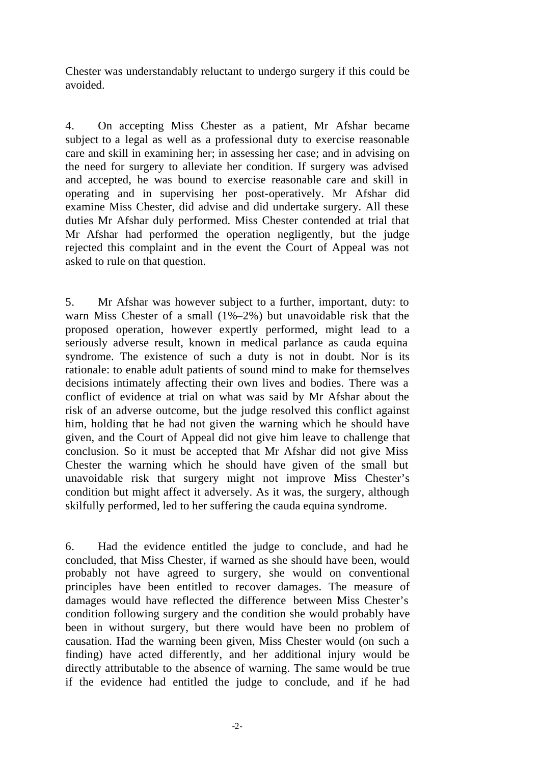Chester was understandably reluctant to undergo surgery if this could be avoided.

4. On accepting Miss Chester as a patient, Mr Afshar became subject to a legal as well as a professional duty to exercise reasonable care and skill in examining her; in assessing her case; and in advising on the need for surgery to alleviate her condition. If surgery was advised and accepted, he was bound to exercise reasonable care and skill in operating and in supervising her post-operatively. Mr Afshar did examine Miss Chester, did advise and did undertake surgery. All these duties Mr Afshar duly performed. Miss Chester contended at trial that Mr Afshar had performed the operation negligently, but the judge rejected this complaint and in the event the Court of Appeal was not asked to rule on that question.

5. Mr Afshar was however subject to a further, important, duty: to warn Miss Chester of a small (1%–2%) but unavoidable risk that the proposed operation, however expertly performed, might lead to a seriously adverse result, known in medical parlance as cauda equina syndrome. The existence of such a duty is not in doubt. Nor is its rationale: to enable adult patients of sound mind to make for themselves decisions intimately affecting their own lives and bodies. There was a conflict of evidence at trial on what was said by Mr Afshar about the risk of an adverse outcome, but the judge resolved this conflict against him, holding that he had not given the warning which he should have given, and the Court of Appeal did not give him leave to challenge that conclusion. So it must be accepted that Mr Afshar did not give Miss Chester the warning which he should have given of the small but unavoidable risk that surgery might not improve Miss Chester's condition but might affect it adversely. As it was, the surgery, although skilfully performed, led to her suffering the cauda equina syndrome.

6. Had the evidence entitled the judge to conclude, and had he concluded, that Miss Chester, if warned as she should have been, would probably not have agreed to surgery, she would on conventional principles have been entitled to recover damages. The measure of damages would have reflected the difference between Miss Chester's condition following surgery and the condition she would probably have been in without surgery, but there would have been no problem of causation. Had the warning been given, Miss Chester would (on such a finding) have acted differently, and her additional injury would be directly attributable to the absence of warning. The same would be true if the evidence had entitled the judge to conclude, and if he had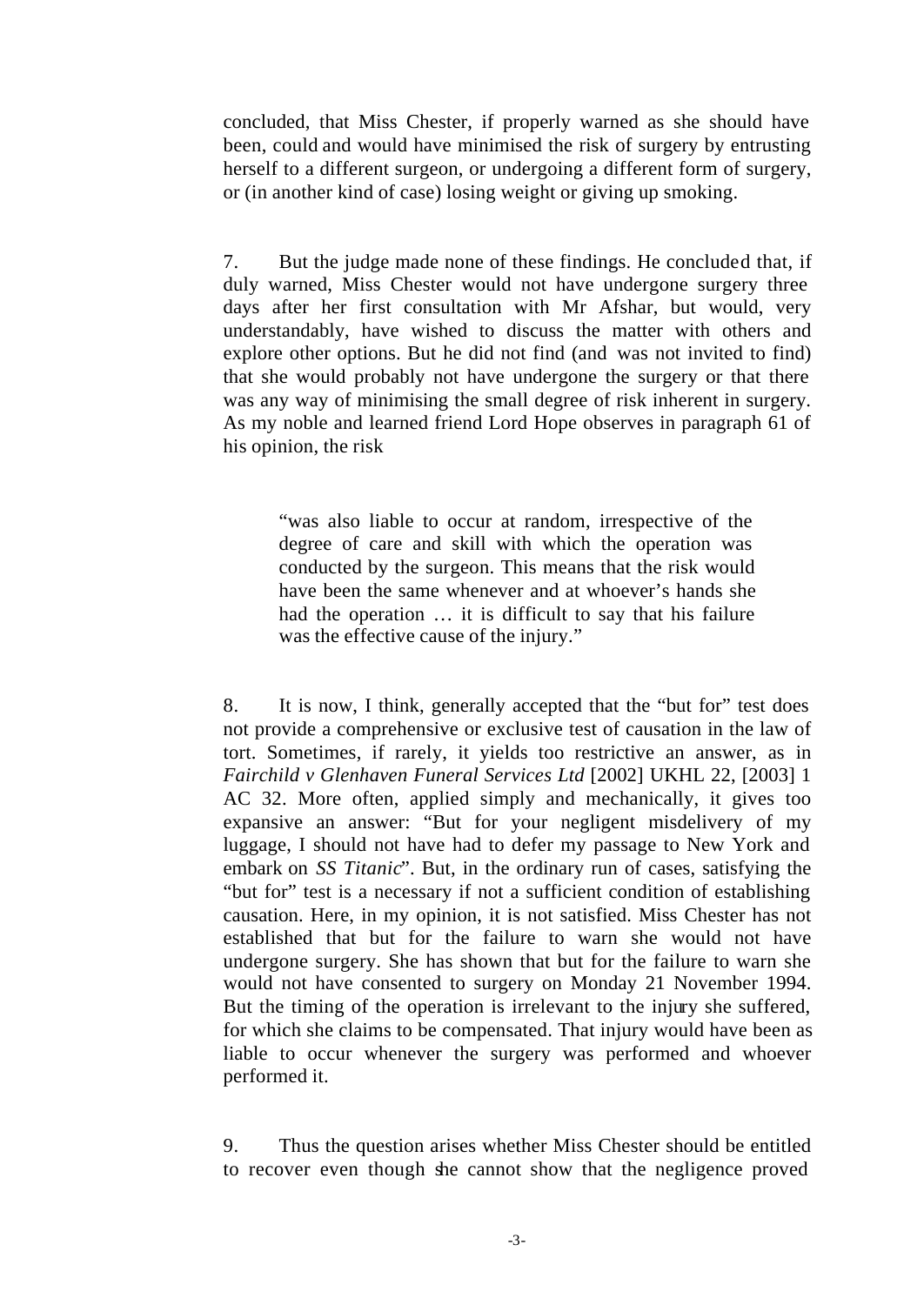concluded, that Miss Chester, if properly warned as she should have been, could and would have minimised the risk of surgery by entrusting herself to a different surgeon, or undergoing a different form of surgery, or (in another kind of case) losing weight or giving up smoking.

7. But the judge made none of these findings. He concluded that, if duly warned, Miss Chester would not have undergone surgery three days after her first consultation with Mr Afshar, but would, very understandably, have wished to discuss the matter with others and explore other options. But he did not find (and was not invited to find) that she would probably not have undergone the surgery or that there was any way of minimising the small degree of risk inherent in surgery. As my noble and learned friend Lord Hope observes in paragraph 61 of his opinion, the risk

> "was also liable to occur at random, irrespective of the degree of care and skill with which the operation was conducted by the surgeon. This means that the risk would have been the same whenever and at whoever's hands she had the operation … it is difficult to say that his failure was the effective cause of the injury."

8. It is now, I think, generally accepted that the "but for" test does not provide a comprehensive or exclusive test of causation in the law of tort. Sometimes, if rarely, it yields too restrictive an answer, as in *Fairchild v Glenhaven Funeral Services Ltd* [2002] UKHL 22, [2003] 1 AC 32. More often, applied simply and mechanically, it gives too expansive an answer: "But for your negligent misdelivery of my luggage, I should not have had to defer my passage to New York and embark on *SS Titanic*". But, in the ordinary run of cases, satisfying the "but for" test is a necessary if not a sufficient condition of establishing causation. Here, in my opinion, it is not satisfied. Miss Chester has not established that but for the failure to warn she would not have undergone surgery. She has shown that but for the failure to warn she would not have consented to surgery on Monday 21 November 1994. But the timing of the operation is irrelevant to the injury she suffered, for which she claims to be compensated. That injury would have been as liable to occur whenever the surgery was performed and whoever performed it.

9. Thus the question arises whether Miss Chester should be entitled to recover even though she cannot show that the negligence proved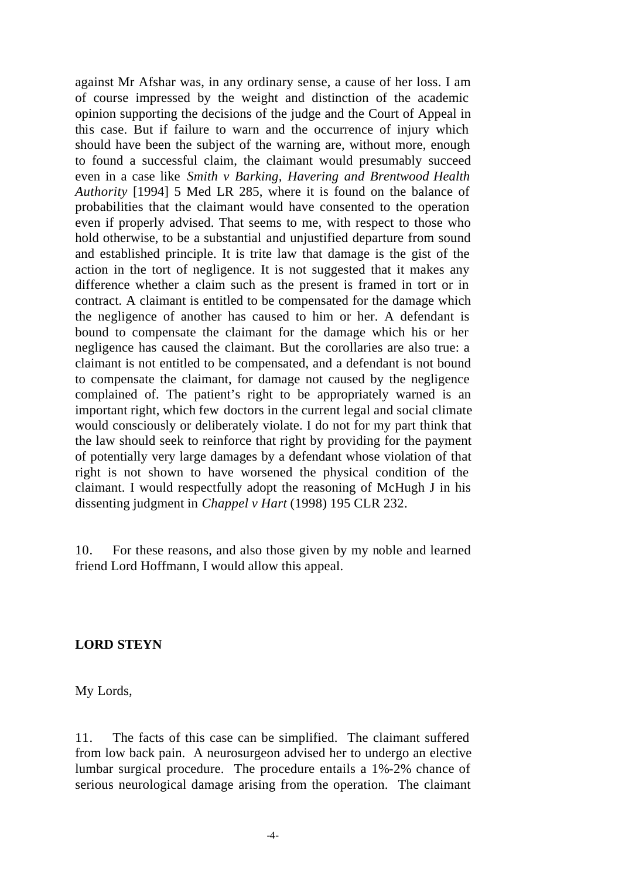against Mr Afshar was, in any ordinary sense, a cause of her loss. I am of course impressed by the weight and distinction of the academic opinion supporting the decisions of the judge and the Court of Appeal in this case. But if failure to warn and the occurrence of injury which should have been the subject of the warning are, without more, enough to found a successful claim, the claimant would presumably succeed even in a case like *Smith v Barking, Havering and Brentwood Health Authority* [1994] 5 Med LR 285, where it is found on the balance of probabilities that the claimant would have consented to the operation even if properly advised. That seems to me, with respect to those who hold otherwise, to be a substantial and unjustified departure from sound and established principle. It is trite law that damage is the gist of the action in the tort of negligence. It is not suggested that it makes any difference whether a claim such as the present is framed in tort or in contract. A claimant is entitled to be compensated for the damage which the negligence of another has caused to him or her. A defendant is bound to compensate the claimant for the damage which his or her negligence has caused the claimant. But the corollaries are also true: a claimant is not entitled to be compensated, and a defendant is not bound to compensate the claimant, for damage not caused by the negligence complained of. The patient's right to be appropriately warned is an important right, which few doctors in the current legal and social climate would consciously or deliberately violate. I do not for my part think that the law should seek to reinforce that right by providing for the payment of potentially very large damages by a defendant whose violation of that right is not shown to have worsened the physical condition of the claimant. I would respectfully adopt the reasoning of McHugh J in his dissenting judgment in *Chappel v Hart* (1998) 195 CLR 232.

10. For these reasons, and also those given by my noble and learned friend Lord Hoffmann, I would allow this appeal.

**LORD STEYN**

My Lords,

11. The facts of this case can be simplified. The claimant suffered from low back pain. A neurosurgeon advised her to undergo an elective lumbar surgical procedure. The procedure entails a 1%-2% chance of serious neurological damage arising from the operation. The claimant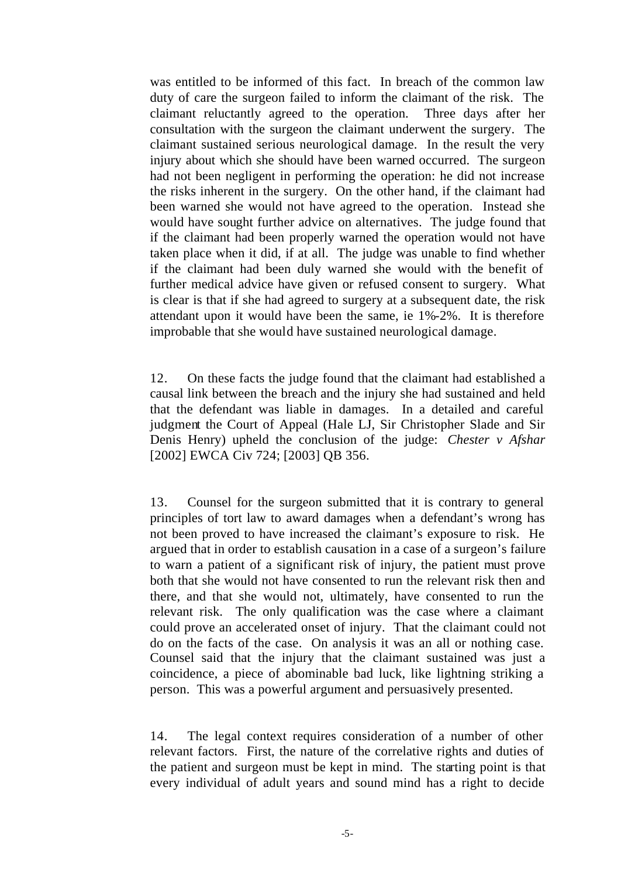was entitled to be informed of this fact. In breach of the common law duty of care the surgeon failed to inform the claimant of the risk. The claimant reluctantly agreed to the operation. Three days after her consultation with the surgeon the claimant underwent the surgery. The claimant sustained serious neurological damage. In the result the very injury about which she should have been warned occurred. The surgeon had not been negligent in performing the operation: he did not increase the risks inherent in the surgery. On the other hand, if the claimant had been warned she would not have agreed to the operation. Instead she would have sought further advice on alternatives. The judge found that if the claimant had been properly warned the operation would not have taken place when it did, if at all. The judge was unable to find whether if the claimant had been duly warned she would with the benefit of further medical advice have given or refused consent to surgery. What is clear is that if she had agreed to surgery at a subsequent date, the risk attendant upon it would have been the same, ie 1%-2%. It is therefore improbable that she would have sustained neurological damage.

12. On these facts the judge found that the claimant had established a causal link between the breach and the injury she had sustained and held that the defendant was liable in damages. In a detailed and careful judgment the Court of Appeal (Hale LJ, Sir Christopher Slade and Sir Denis Henry) upheld the conclusion of the judge: *Chester v Afshar* [2002] EWCA Civ 724; [2003] QB 356.

13. Counsel for the surgeon submitted that it is contrary to general principles of tort law to award damages when a defendant's wrong has not been proved to have increased the claimant's exposure to risk. He argued that in order to establish causation in a case of a surgeon's failure to warn a patient of a significant risk of injury, the patient must prove both that she would not have consented to run the relevant risk then and there, and that she would not, ultimately, have consented to run the relevant risk. The only qualification was the case where a claimant could prove an accelerated onset of injury. That the claimant could not do on the facts of the case. On analysis it was an all or nothing case. Counsel said that the injury that the claimant sustained was just a coincidence, a piece of abominable bad luck, like lightning striking a person. This was a powerful argument and persuasively presented.

14. The legal context requires consideration of a number of other relevant factors. First, the nature of the correlative rights and duties of the patient and surgeon must be kept in mind. The starting point is that every individual of adult years and sound mind has a right to decide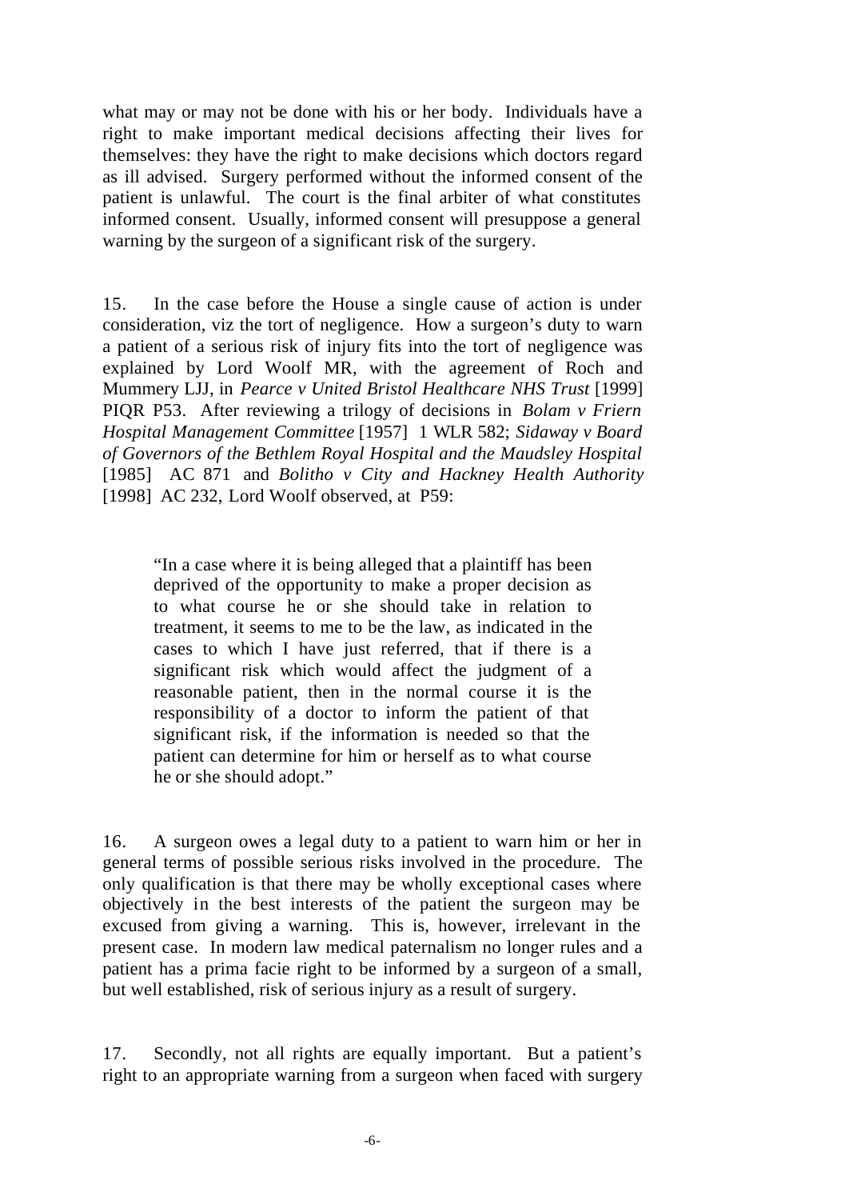what may or may not be done with his or her body. Individuals have a right to make important medical decisions affecting their lives for themselves: they have the right to make decisions which doctors regard as ill advised. Surgery performed without the informed consent of the patient is unlawful. The court is the final arbiter of what constitutes informed consent. Usually, informed consent will presuppose a general warning by the surgeon of a significant risk of the surgery.

15. In the case before the House a single cause of action is under consideration, viz the tort of negligence. How a surgeon's duty to warn a patient of a serious risk of injury fits into the tort of negligence was explained by Lord Woolf MR, with the agreement of Roch and Mummery LJJ, in *Pearce v United Bristol Healthcare NHS Trust* [1999] PIQR P53. After reviewing a trilogy of decisions in *Bolam v Friern Hospital Management Committee* [1957] 1 WLR 582; *Sidaway v Board of Governors of the Bethlem Royal Hospital and the Maudsley Hospital* [1985] AC 871 and *Bolitho v City and Hackney Health Authority* [1998] AC 232, Lord Woolf observed, at P59:

> "In a case where it is being alleged that a plaintiff has been deprived of the opportunity to make a proper decision as to what course he or she should take in relation to treatment, it seems to me to be the law, as indicated in the cases to which I have just referred, that if there is a significant risk which would affect the judgment of a reasonable patient, then in the normal course it is the responsibility of a doctor to inform the patient of that significant risk, if the information is needed so that the patient can determine for him or herself as to what course he or she should adopt."

16. A surgeon owes a legal duty to a patient to warn him or her in general terms of possible serious risks involved in the procedure. The only qualification is that there may be wholly exceptional cases where objectively in the best interests of the patient the surgeon may be excused from giving a warning. This is, however, irrelevant in the present case. In modern law medical paternalism no longer rules and a patient has a prima facie right to be informed by a surgeon of a small, but well established, risk of serious injury as a result of surgery.

17. Secondly, not all rights are equally important. But a patient's right to an appropriate warning from a surgeon when faced with surgery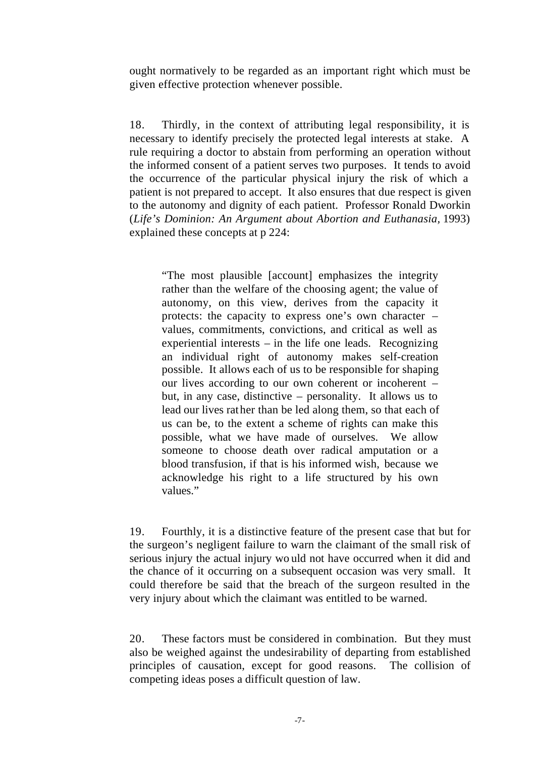ought normatively to be regarded as an important right which must be given effective protection whenever possible.

18. Thirdly, in the context of attributing legal responsibility, it is necessary to identify precisely the protected legal interests at stake. A rule requiring a doctor to abstain from performing an operation without the informed consent of a patient serves two purposes. It tends to avoid the occurrence of the particular physical injury the risk of which a patient is not prepared to accept. It also ensures that due respect is given to the autonomy and dignity of each patient. Professor Ronald Dworkin (*Life's Dominion: An Argument about Abortion and Euthanasia*, 1993) explained these concepts at p 224:

> "The most plausible [account] emphasizes the integrity rather than the welfare of the choosing agent; the value of autonomy, on this view, derives from the capacity it protects: the capacity to express one's own character – values, commitments, convictions, and critical as well as experiential interests – in the life one leads. Recognizing an individual right of autonomy makes self-creation possible. It allows each of us to be responsible for shaping our lives according to our own coherent or incoherent – but, in any case, distinctive – personality. It allows us to lead our lives rather than be led along them, so that each of us can be, to the extent a scheme of rights can make this possible, what we have made of ourselves. We allow someone to choose death over radical amputation or a blood transfusion, if that is his informed wish, because we acknowledge his right to a life structured by his own values."

19. Fourthly, it is a distinctive feature of the present case that but for the surgeon's negligent failure to warn the claimant of the small risk of serious injury the actual injury would not have occurred when it did and the chance of it occurring on a subsequent occasion was very small. It could therefore be said that the breach of the surgeon resulted in the very injury about which the claimant was entitled to be warned.

20. These factors must be considered in combination. But they must also be weighed against the undesirability of departing from established principles of causation, except for good reasons. The collision of competing ideas poses a difficult question of law.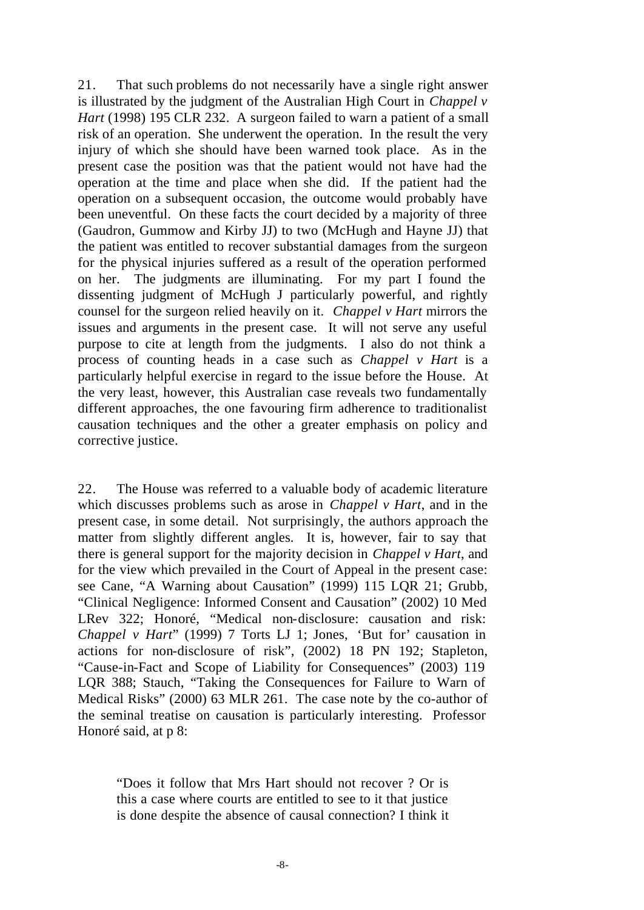21. That such problems do not necessarily have a single right answer is illustrated by the judgment of the Australian High Court in *Chappel v Hart* (1998) 195 CLR 232. A surgeon failed to warn a patient of a small risk of an operation. She underwent the operation. In the result the very injury of which she should have been warned took place. As in the present case the position was that the patient would not have had the operation at the time and place when she did. If the patient had the operation on a subsequent occasion, the outcome would probably have been uneventful. On these facts the court decided by a majority of three (Gaudron, Gummow and Kirby JJ) to two (McHugh and Hayne JJ) that the patient was entitled to recover substantial damages from the surgeon for the physical injuries suffered as a result of the operation performed on her. The judgments are illuminating. For my part I found the dissenting judgment of McHugh J particularly powerful, and rightly counsel for the surgeon relied heavily on it. *Chappel v Hart* mirrors the issues and arguments in the present case. It will not serve any useful purpose to cite at length from the judgments. I also do not think a process of counting heads in a case such as *Chappel v Hart* is a particularly helpful exercise in regard to the issue before the House. At the very least, however, this Australian case reveals two fundamentally different approaches, the one favouring firm adherence to traditionalist causation techniques and the other a greater emphasis on policy and corrective justice.

22. The House was referred to a valuable body of academic literature which discusses problems such as arose in *Chappel v Hart*, and in the present case, in some detail. Not surprisingly, the authors approach the matter from slightly different angles. It is, however, fair to say that there is general support for the majority decision in *Chappel v Hart*, and for the view which prevailed in the Court of Appeal in the present case: see Cane, "A Warning about Causation" (1999) 115 LQR 21; Grubb, "Clinical Negligence: Informed Consent and Causation" (2002) 10 Med LRev 322; Honoré, "Medical non-disclosure: causation and risk: *Chappel v Hart*" (1999) 7 Torts LJ 1; Jones, 'But for' causation in actions for non-disclosure of risk", (2002) 18 PN 192; Stapleton, "Cause-in-Fact and Scope of Liability for Consequences" (2003) 119 LQR 388; Stauch, "Taking the Consequences for Failure to Warn of Medical Risks" (2000) 63 MLR 261. The case note by the co-author of the seminal treatise on causation is particularly interesting. Professor Honoré said, at p 8:

> "Does it follow that Mrs Hart should not recover ? Or is this a case where courts are entitled to see to it that justice is done despite the absence of causal connection? I think it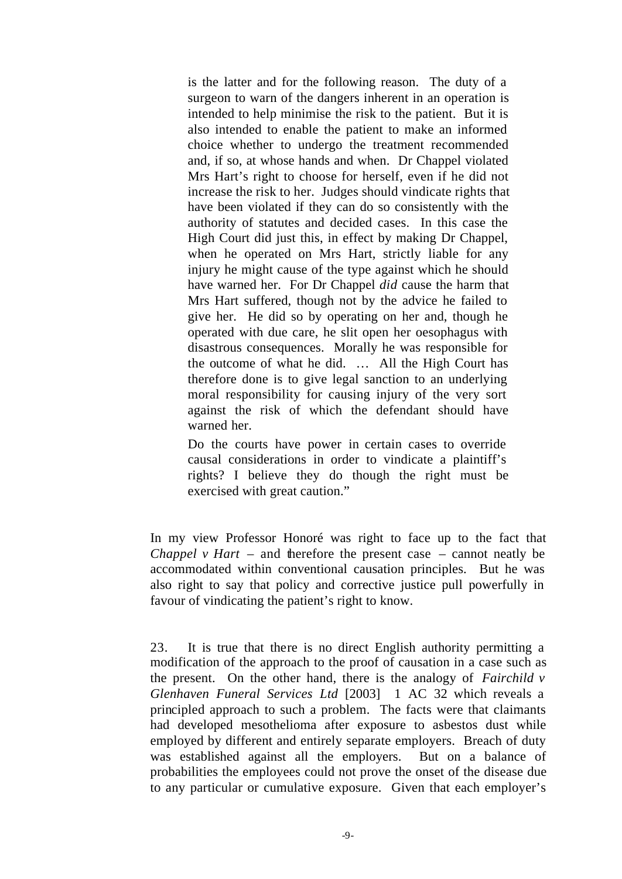> is the latter and for the following reason. The duty of a surgeon to warn of the dangers inherent in an operation is intended to help minimise the risk to the patient. But it is also intended to enable the patient to make an informed choice whether to undergo the treatment recommended and, if so, at whose hands and when. Dr Chappel violated Mrs Hart's right to choose for herself, even if he did not increase the risk to her. Judges should vindicate rights that have been violated if they can do so consistently with the authority of statutes and decided cases. In this case the High Court did just this, in effect by making Dr Chappel, when he operated on Mrs Hart, strictly liable for any injury he might cause of the type against which he should have warned her. For Dr Chappel *did* cause the harm that Mrs Hart suffered, though not by the advice he failed to give her. He did so by operating on her and, though he operated with due care, he slit open her oesophagus with disastrous consequences. Morally he was responsible for the outcome of what he did. … All the High Court has therefore done is to give legal sanction to an underlying moral responsibility for causing injury of the very sort against the risk of which the defendant should have warned her.
>
> Do the courts have power in certain cases to override causal considerations in order to vindicate a plaintiff's rights? I believe they do though the right must be exercised with great caution."

In my view Professor Honoré was right to face up to the fact that *Chappel v Hart* – and therefore the present case – cannot neatly be accommodated within conventional causation principles. But he was also right to say that policy and corrective justice pull powerfully in favour of vindicating the patient's right to know.

23. It is true that there is no direct English authority permitting a modification of the approach to the proof of causation in a case such as the present. On the other hand, there is the analogy of *Fairchild v Glenhaven Funeral Services Ltd* [2003] 1 AC 32 which reveals a principled approach to such a problem. The facts were that claimants had developed mesothelioma after exposure to asbestos dust while employed by different and entirely separate employers. Breach of duty was established against all the employers. But on a balance of probabilities the employees could not prove the onset of the disease due to any particular or cumulative exposure. Given that each employer's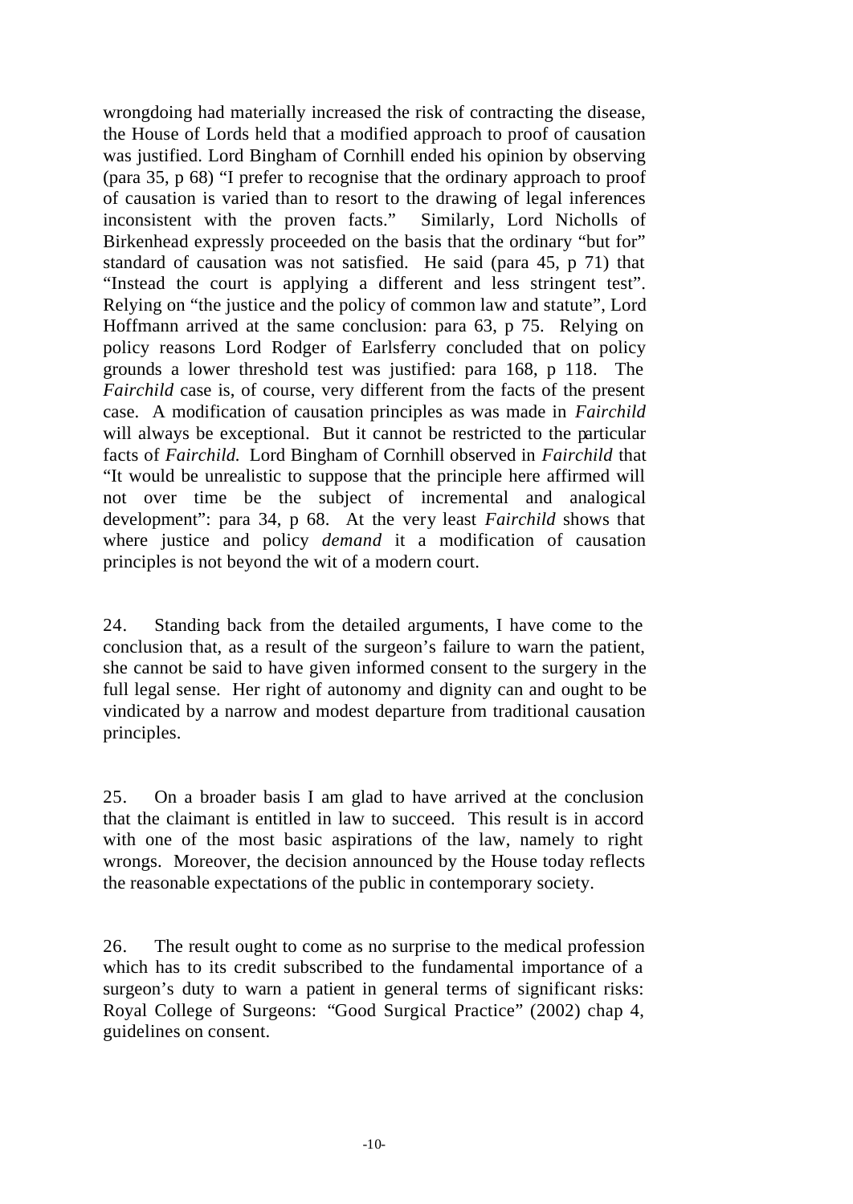wrongdoing had materially increased the risk of contracting the disease, the House of Lords held that a modified approach to proof of causation was justified. Lord Bingham of Cornhill ended his opinion by observing (para 35, p 68) "I prefer to recognise that the ordinary approach to proof of causation is varied than to resort to the drawing of legal inferences inconsistent with the proven facts." Similarly, Lord Nicholls of Birkenhead expressly proceeded on the basis that the ordinary "but for" standard of causation was not satisfied. He said (para 45, p 71) that "Instead the court is applying a different and less stringent test". Relying on "the justice and the policy of common law and statute", Lord Hoffmann arrived at the same conclusion: para 63, p 75. Relying on policy reasons Lord Rodger of Earlsferry concluded that on policy grounds a lower threshold test was justified: para 168, p 118. The *Fairchild* case is, of course, very different from the facts of the present case. A modification of causation principles as was made in *Fairchild* will always be exceptional. But it cannot be restricted to the particular facts of *Fairchild.* Lord Bingham of Cornhill observed in *Fairchild* that "It would be unrealistic to suppose that the principle here affirmed will not over time be the subject of incremental and analogical development": para 34, p 68. At the very least *Fairchild* shows that where justice and policy *demand* it a modification of causation principles is not beyond the wit of a modern court.

24. Standing back from the detailed arguments, I have come to the conclusion that, as a result of the surgeon's failure to warn the patient, she cannot be said to have given informed consent to the surgery in the full legal sense. Her right of autonomy and dignity can and ought to be vindicated by a narrow and modest departure from traditional causation principles.

25. On a broader basis I am glad to have arrived at the conclusion that the claimant is entitled in law to succeed. This result is in accord with one of the most basic aspirations of the law, namely to right wrongs. Moreover, the decision announced by the House today reflects the reasonable expectations of the public in contemporary society.

26. The result ought to come as no surprise to the medical profession which has to its credit subscribed to the fundamental importance of a surgeon's duty to warn a patient in general terms of significant risks: Royal College of Surgeons: "Good Surgical Practice" (2002) chap 4, guidelines on consent.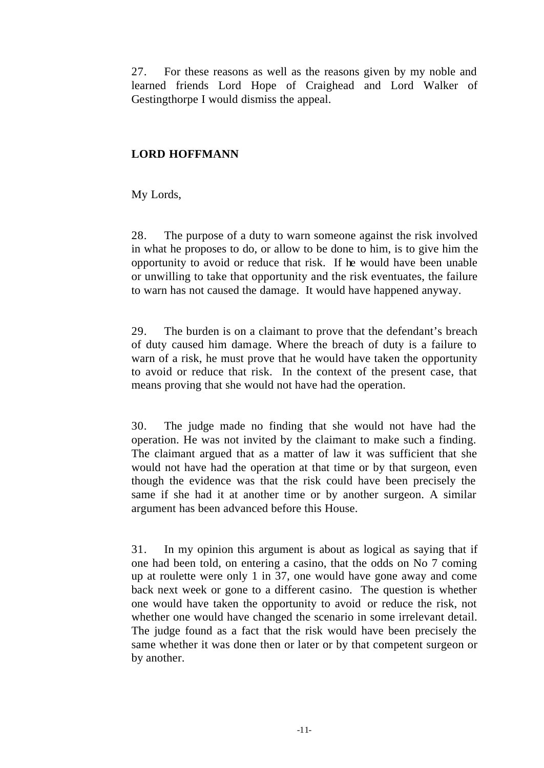27. For these reasons as well as the reasons given by my noble and learned friends Lord Hope of Craighead and Lord Walker of Gestingthorpe I would dismiss the appeal.

**LORD HOFFMANN**

My Lords,

28. The purpose of a duty to warn someone against the risk involved in what he proposes to do, or allow to be done to him, is to give him the opportunity to avoid or reduce that risk. If he would have been unable or unwilling to take that opportunity and the risk eventuates, the failure to warn has not caused the damage. It would have happened anyway.

29. The burden is on a claimant to prove that the defendant's breach of duty caused him damage. Where the breach of duty is a failure to warn of a risk, he must prove that he would have taken the opportunity to avoid or reduce that risk. In the context of the present case, that means proving that she would not have had the operation.

30. The judge made no finding that she would not have had the operation. He was not invited by the claimant to make such a finding. The claimant argued that as a matter of law it was sufficient that she would not have had the operation at that time or by that surgeon, even though the evidence was that the risk could have been precisely the same if she had it at another time or by another surgeon. A similar argument has been advanced before this House.

31. In my opinion this argument is about as logical as saying that if one had been told, on entering a casino, that the odds on No 7 coming up at roulette were only 1 in 37, one would have gone away and come back next week or gone to a different casino. The question is whether one would have taken the opportunity to avoid or reduce the risk, not whether one would have changed the scenario in some irrelevant detail. The judge found as a fact that the risk would have been precisely the same whether it was done then or later or by that competent surgeon or by another.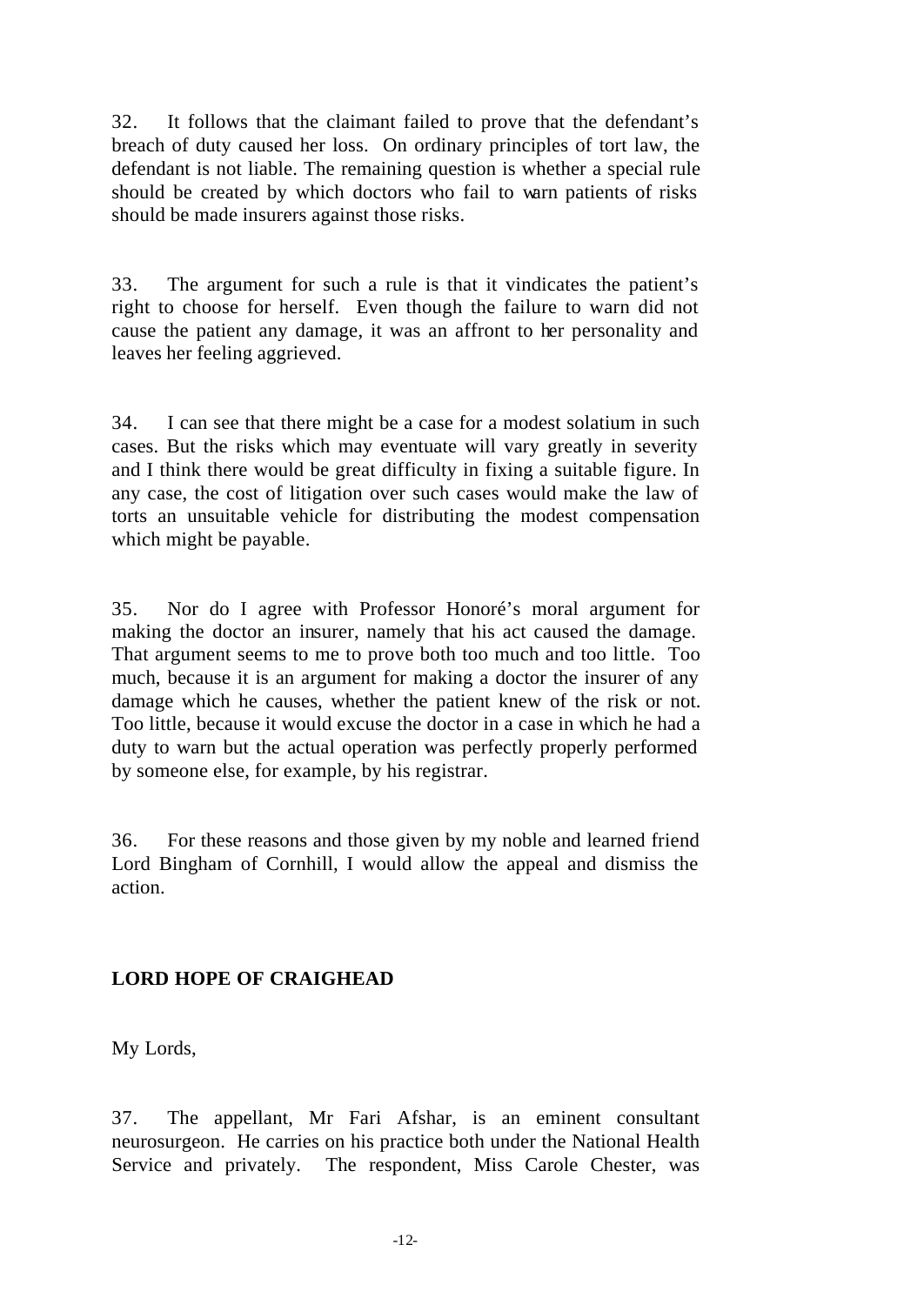32. It follows that the claimant failed to prove that the defendant's breach of duty caused her loss. On ordinary principles of tort law, the defendant is not liable. The remaining question is whether a special rule should be created by which doctors who fail to warn patients of risks should be made insurers against those risks.

33. The argument for such a rule is that it vindicates the patient's right to choose for herself. Even though the failure to warn did not cause the patient any damage, it was an affront to her personality and leaves her feeling aggrieved.

34. I can see that there might be a case for a modest solatium in such cases. But the risks which may eventuate will vary greatly in severity and I think there would be great difficulty in fixing a suitable figure. In any case, the cost of litigation over such cases would make the law of torts an unsuitable vehicle for distributing the modest compensation which might be payable.

35. Nor do I agree with Professor Honoré's moral argument for making the doctor an insurer, namely that his act caused the damage. That argument seems to me to prove both too much and too little. Too much, because it is an argument for making a doctor the insurer of any damage which he causes, whether the patient knew of the risk or not. Too little, because it would excuse the doctor in a case in which he had a duty to warn but the actual operation was perfectly properly performed by someone else, for example, by his registrar.

36. For these reasons and those given by my noble and learned friend Lord Bingham of Cornhill, I would allow the appeal and dismiss the action.

**LORD HOPE OF CRAIGHEAD**

My Lords,

37. The appellant, Mr Fari Afshar, is an eminent consultant neurosurgeon. He carries on his practice both under the National Health Service and privately. The respondent, Miss Carole Chester, was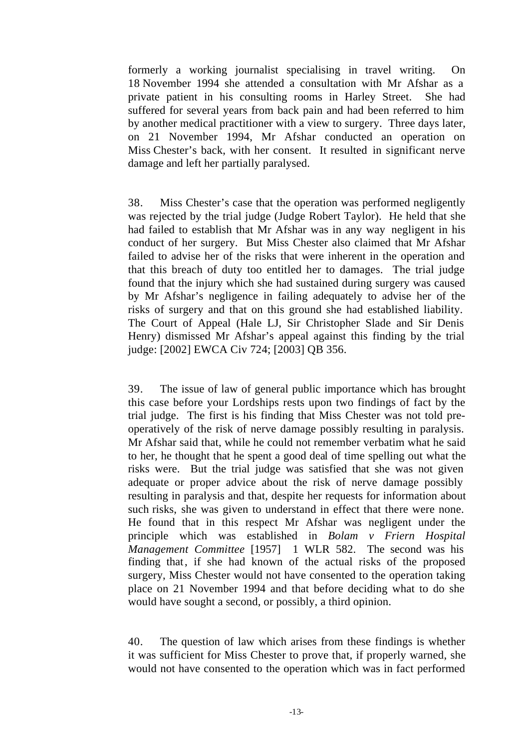formerly a working journalist specialising in travel writing. On 18 November 1994 she attended a consultation with Mr Afshar as a private patient in his consulting rooms in Harley Street. She had suffered for several years from back pain and had been referred to him by another medical practitioner with a view to surgery. Three days later, on 21 November 1994, Mr Afshar conducted an operation on Miss Chester's back, with her consent. It resulted in significant nerve damage and left her partially paralysed.

38. Miss Chester's case that the operation was performed negligently was rejected by the trial judge (Judge Robert Taylor). He held that she had failed to establish that Mr Afshar was in any way negligent in his conduct of her surgery. But Miss Chester also claimed that Mr Afshar failed to advise her of the risks that were inherent in the operation and that this breach of duty too entitled her to damages. The trial judge found that the injury which she had sustained during surgery was caused by Mr Afshar's negligence in failing adequately to advise her of the risks of surgery and that on this ground she had established liability. The Court of Appeal (Hale LJ, Sir Christopher Slade and Sir Denis Henry) dismissed Mr Afshar's appeal against this finding by the trial judge: [2002] EWCA Civ 724; [2003] QB 356.

39. The issue of law of general public importance which has brought this case before your Lordships rests upon two findings of fact by the trial judge. The first is his finding that Miss Chester was not told pre-operatively of the risk of nerve damage possibly resulting in paralysis. Mr Afshar said that, while he could not remember verbatim what he said to her, he thought that he spent a good deal of time spelling out what the risks were. But the trial judge was satisfied that she was not given adequate or proper advice about the risk of nerve damage possibly resulting in paralysis and that, despite her requests for information about such risks, she was given to understand in effect that there were none. He found that in this respect Mr Afshar was negligent under the principle which was established in *Bolam v Friern Hospital Management Committee* [1957] 1 WLR 582. The second was his finding that, if she had known of the actual risks of the proposed surgery, Miss Chester would not have consented to the operation taking place on 21 November 1994 and that before deciding what to do she would have sought a second, or possibly, a third opinion.

40. The question of law which arises from these findings is whether it was sufficient for Miss Chester to prove that, if properly warned, she would not have consented to the operation which was in fact performed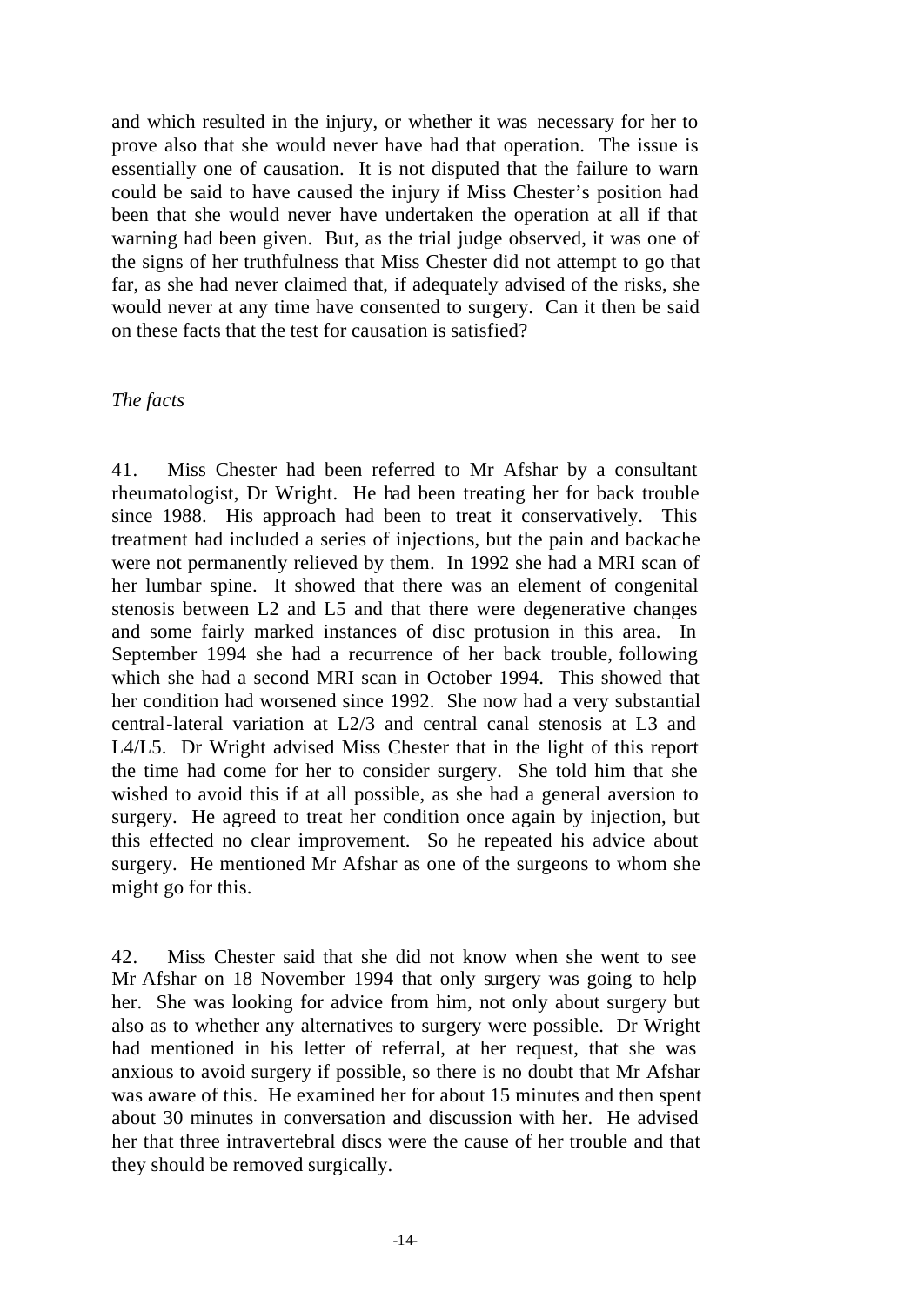and which resulted in the injury, or whether it was necessary for her to prove also that she would never have had that operation. The issue is essentially one of causation. It is not disputed that the failure to warn could be said to have caused the injury if Miss Chester's position had been that she would never have undertaken the operation at all if that warning had been given. But, as the trial judge observed, it was one of the signs of her truthfulness that Miss Chester did not attempt to go that far, as she had never claimed that, if adequately advised of the risks, she would never at any time have consented to surgery. Can it then be said on these facts that the test for causation is satisfied?

*The facts*

41. Miss Chester had been referred to Mr Afshar by a consultant rheumatologist, Dr Wright. He had been treating her for back trouble since 1988. His approach had been to treat it conservatively. This treatment had included a series of injections, but the pain and backache were not permanently relieved by them. In 1992 she had a MRI scan of her lumbar spine. It showed that there was an element of congenital stenosis between L2 and L5 and that there were degenerative changes and some fairly marked instances of disc protusion in this area. In September 1994 she had a recurrence of her back trouble, following which she had a second MRI scan in October 1994. This showed that her condition had worsened since 1992. She now had a very substantial central-lateral variation at L2/3 and central canal stenosis at L3 and L4/L5. Dr Wright advised Miss Chester that in the light of this report the time had come for her to consider surgery. She told him that she wished to avoid this if at all possible, as she had a general aversion to surgery. He agreed to treat her condition once again by injection, but this effected no clear improvement. So he repeated his advice about surgery. He mentioned Mr Afshar as one of the surgeons to whom she might go for this.

42. Miss Chester said that she did not know when she went to see Mr Afshar on 18 November 1994 that only surgery was going to help her. She was looking for advice from him, not only about surgery but also as to whether any alternatives to surgery were possible. Dr Wright had mentioned in his letter of referral, at her request, that she was anxious to avoid surgery if possible, so there is no doubt that Mr Afshar was aware of this. He examined her for about 15 minutes and then spent about 30 minutes in conversation and discussion with her. He advised her that three intravertebral discs were the cause of her trouble and that they should be removed surgically.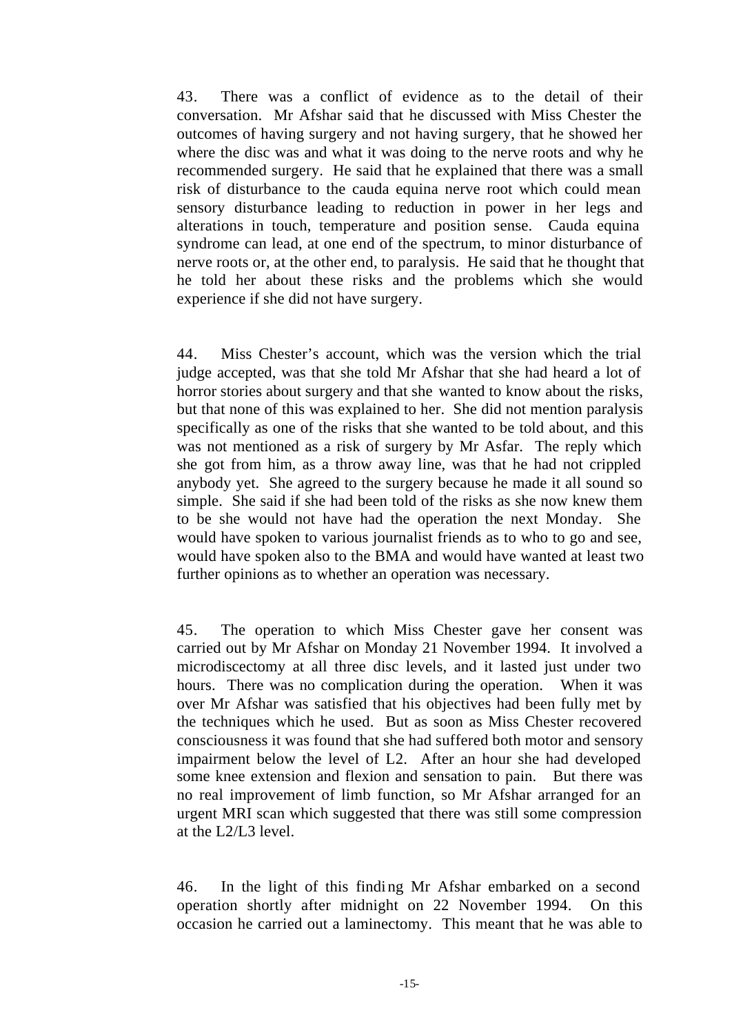43. There was a conflict of evidence as to the detail of their conversation. Mr Afshar said that he discussed with Miss Chester the outcomes of having surgery and not having surgery, that he showed her where the disc was and what it was doing to the nerve roots and why he recommended surgery. He said that he explained that there was a small risk of disturbance to the cauda equina nerve root which could mean sensory disturbance leading to reduction in power in her legs and alterations in touch, temperature and position sense. Cauda equina syndrome can lead, at one end of the spectrum, to minor disturbance of nerve roots or, at the other end, to paralysis. He said that he thought that he told her about these risks and the problems which she would experience if she did not have surgery.

44. Miss Chester's account, which was the version which the trial judge accepted, was that she told Mr Afshar that she had heard a lot of horror stories about surgery and that she wanted to know about the risks, but that none of this was explained to her. She did not mention paralysis specifically as one of the risks that she wanted to be told about, and this was not mentioned as a risk of surgery by Mr Asfar. The reply which she got from him, as a throw away line, was that he had not crippled anybody yet. She agreed to the surgery because he made it all sound so simple. She said if she had been told of the risks as she now knew them to be she would not have had the operation the next Monday. She would have spoken to various journalist friends as to who to go and see, would have spoken also to the BMA and would have wanted at least two further opinions as to whether an operation was necessary.

45. The operation to which Miss Chester gave her consent was carried out by Mr Afshar on Monday 21 November 1994. It involved a microdiscectomy at all three disc levels, and it lasted just under two hours. There was no complication during the operation. When it was over Mr Afshar was satisfied that his objectives had been fully met by the techniques which he used. But as soon as Miss Chester recovered consciousness it was found that she had suffered both motor and sensory impairment below the level of L2. After an hour she had developed some knee extension and flexion and sensation to pain. But there was no real improvement of limb function, so Mr Afshar arranged for an urgent MRI scan which suggested that there was still some compression at the L2/L3 level.

46. In the light of this finding Mr Afshar embarked on a second operation shortly after midnight on 22 November 1994. On this occasion he carried out a laminectomy. This meant that he was able to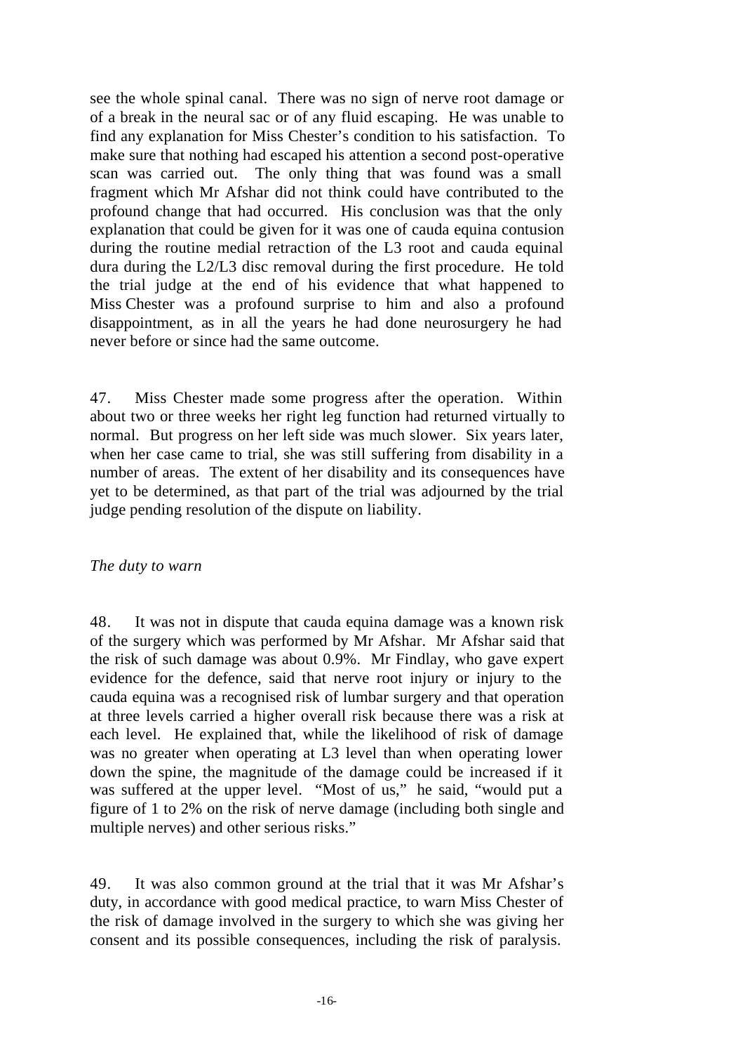see the whole spinal canal. There was no sign of nerve root damage or of a break in the neural sac or of any fluid escaping. He was unable to find any explanation for Miss Chester's condition to his satisfaction. To make sure that nothing had escaped his attention a second post-operative scan was carried out. The only thing that was found was a small fragment which Mr Afshar did not think could have contributed to the profound change that had occurred. His conclusion was that the only explanation that could be given for it was one of cauda equina contusion during the routine medial retraction of the L3 root and cauda equinal dura during the L2/L3 disc removal during the first procedure. He told the trial judge at the end of his evidence that what happened to Miss Chester was a profound surprise to him and also a profound disappointment, as in all the years he had done neurosurgery he had never before or since had the same outcome.

47. Miss Chester made some progress after the operation. Within about two or three weeks her right leg function had returned virtually to normal. But progress on her left side was much slower. Six years later, when her case came to trial, she was still suffering from disability in a number of areas. The extent of her disability and its consequences have yet to be determined, as that part of the trial was adjourned by the trial judge pending resolution of the dispute on liability.

*The duty to warn*

48. It was not in dispute that cauda equina damage was a known risk of the surgery which was performed by Mr Afshar. Mr Afshar said that the risk of such damage was about 0.9%. Mr Findlay, who gave expert evidence for the defence, said that nerve root injury or injury to the cauda equina was a recognised risk of lumbar surgery and that operation at three levels carried a higher overall risk because there was a risk at each level. He explained that, while the likelihood of risk of damage was no greater when operating at L3 level than when operating lower down the spine, the magnitude of the damage could be increased if it was suffered at the upper level. "Most of us," he said, "would put a figure of 1 to 2% on the risk of nerve damage (including both single and multiple nerves) and other serious risks."

49. It was also common ground at the trial that it was Mr Afshar's duty, in accordance with good medical practice, to warn Miss Chester of the risk of damage involved in the surgery to which she was giving her consent and its possible consequences, including the risk of paralysis.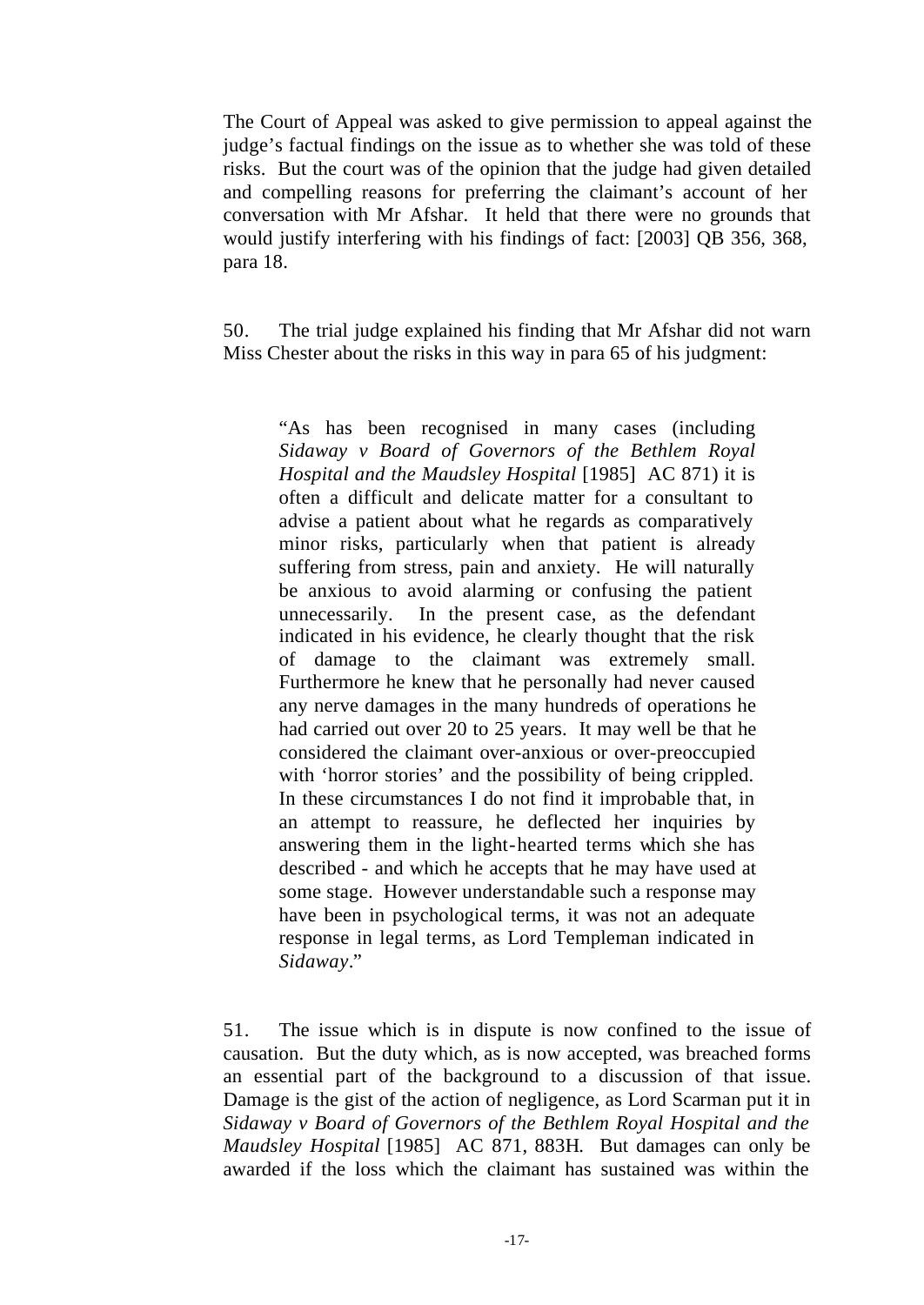The Court of Appeal was asked to give permission to appeal against the judge's factual findings on the issue as to whether she was told of these risks. But the court was of the opinion that the judge had given detailed and compelling reasons for preferring the claimant's account of her conversation with Mr Afshar. It held that there were no grounds that would justify interfering with his findings of fact: [2003] QB 356, 368, para 18.

50. The trial judge explained his finding that Mr Afshar did not warn Miss Chester about the risks in this way in para 65 of his judgment:

> "As has been recognised in many cases (including *Sidaway v Board of Governors of the Bethlem Royal Hospital and the Maudsley Hospital* [1985] AC 871) it is often a difficult and delicate matter for a consultant to advise a patient about what he regards as comparatively minor risks, particularly when that patient is already suffering from stress, pain and anxiety. He will naturally be anxious to avoid alarming or confusing the patient unnecessarily. In the present case, as the defendant indicated in his evidence, he clearly thought that the risk of damage to the claimant was extremely small. Furthermore he knew that he personally had never caused any nerve damages in the many hundreds of operations he had carried out over 20 to 25 years. It may well be that he considered the claimant over-anxious or over-preoccupied with 'horror stories' and the possibility of being crippled. In these circumstances I do not find it improbable that, in an attempt to reassure, he deflected her inquiries by answering them in the light-hearted terms which she has described - and which he accepts that he may have used at some stage. However understandable such a response may have been in psychological terms, it was not an adequate response in legal terms, as Lord Templeman indicated in *Sidaway*."

51. The issue which is in dispute is now confined to the issue of causation. But the duty which, as is now accepted, was breached forms an essential part of the background to a discussion of that issue. Damage is the gist of the action of negligence, as Lord Scarman put it in *Sidaway v Board of Governors of the Bethlem Royal Hospital and the Maudsley Hospital* [1985] AC 871, 883H. But damages can only be awarded if the loss which the claimant has sustained was within the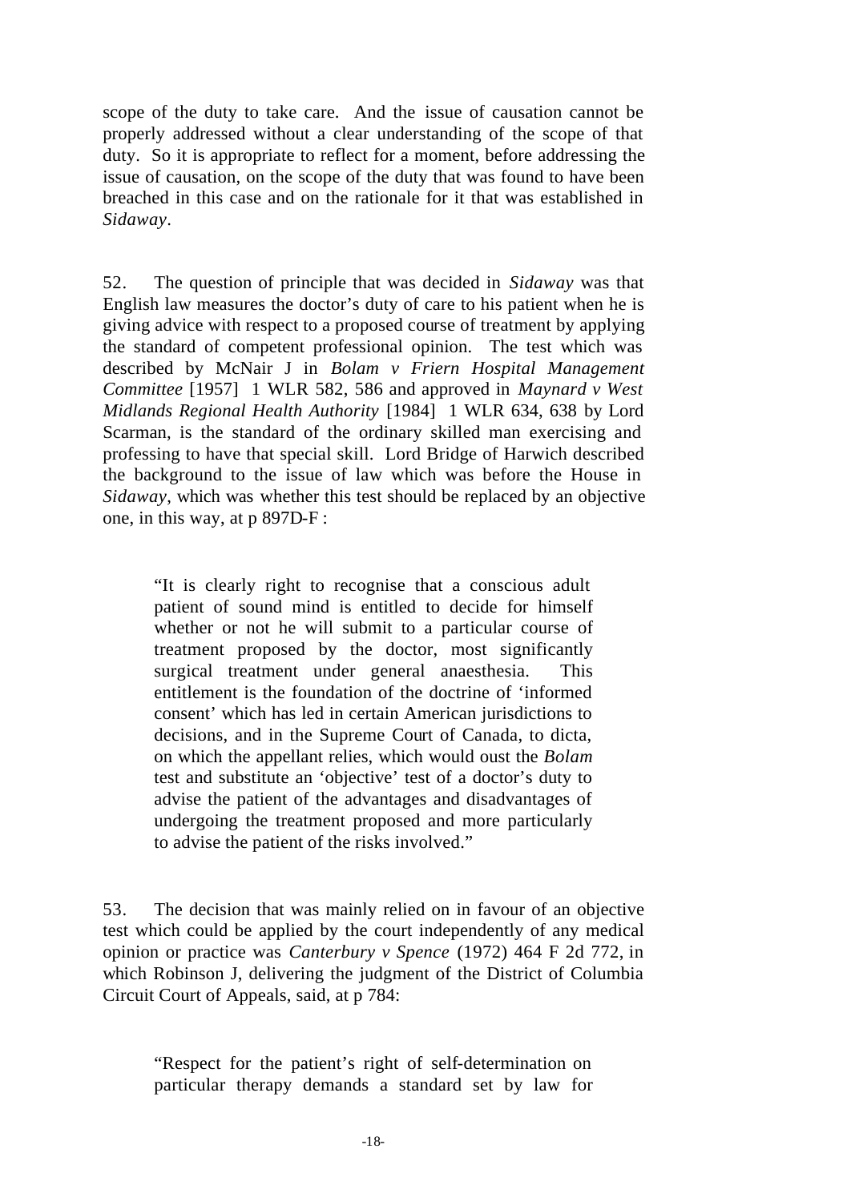scope of the duty to take care. And the issue of causation cannot be properly addressed without a clear understanding of the scope of that duty. So it is appropriate to reflect for a moment, before addressing the issue of causation, on the scope of the duty that was found to have been breached in this case and on the rationale for it that was established in *Sidaway*.

52. The question of principle that was decided in *Sidaway* was that English law measures the doctor's duty of care to his patient when he is giving advice with respect to a proposed course of treatment by applying the standard of competent professional opinion. The test which was described by McNair J in *Bolam v Friern Hospital Management Committee* [1957] 1 WLR 582, 586 and approved in *Maynard v West Midlands Regional Health Authority* [1984] 1 WLR 634, 638 by Lord Scarman, is the standard of the ordinary skilled man exercising and professing to have that special skill. Lord Bridge of Harwich described the background to the issue of law which was before the House in *Sidaway*, which was whether this test should be replaced by an objective one, in this way, at p 897D-F :

> "It is clearly right to recognise that a conscious adult patient of sound mind is entitled to decide for himself whether or not he will submit to a particular course of treatment proposed by the doctor, most significantly surgical treatment under general anaesthesia. This entitlement is the foundation of the doctrine of 'informed consent' which has led in certain American jurisdictions to decisions, and in the Supreme Court of Canada, to dicta, on which the appellant relies, which would oust the *Bolam* test and substitute an 'objective' test of a doctor's duty to advise the patient of the advantages and disadvantages of undergoing the treatment proposed and more particularly to advise the patient of the risks involved."

53. The decision that was mainly relied on in favour of an objective test which could be applied by the court independently of any medical opinion or practice was *Canterbury v Spence* (1972) 464 F 2d 772, in which Robinson J, delivering the judgment of the District of Columbia Circuit Court of Appeals, said, at p 784:

> "Respect for the patient's right of self-determination on particular therapy demands a standard set by law for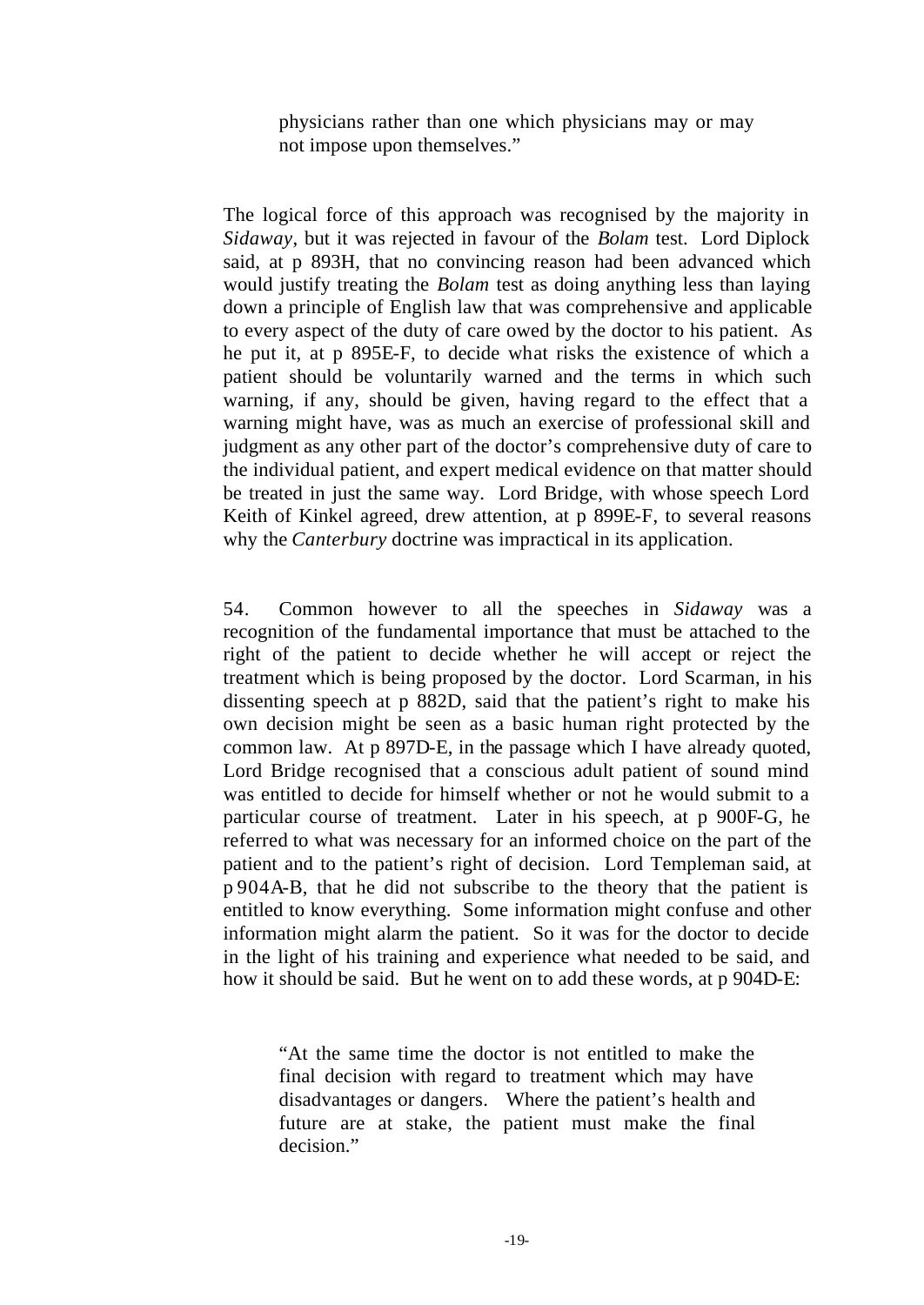> physicians rather than one which physicians may or may not impose upon themselves."

The logical force of this approach was recognised by the majority in *Sidaway*, but it was rejected in favour of the *Bolam* test. Lord Diplock said, at p 893H, that no convincing reason had been advanced which would justify treating the *Bolam* test as doing anything less than laying down a principle of English law that was comprehensive and applicable to every aspect of the duty of care owed by the doctor to his patient. As he put it, at p 895E-F, to decide what risks the existence of which a patient should be voluntarily warned and the terms in which such warning, if any, should be given, having regard to the effect that a warning might have, was as much an exercise of professional skill and judgment as any other part of the doctor's comprehensive duty of care to the individual patient, and expert medical evidence on that matter should be treated in just the same way. Lord Bridge, with whose speech Lord Keith of Kinkel agreed, drew attention, at p 899E-F, to several reasons why the *Canterbury* doctrine was impractical in its application.

54. Common however to all the speeches in *Sidaway* was a recognition of the fundamental importance that must be attached to the right of the patient to decide whether he will accept or reject the treatment which is being proposed by the doctor. Lord Scarman, in his dissenting speech at p 882D, said that the patient's right to make his own decision might be seen as a basic human right protected by the common law. At p 897D-E, in the passage which I have already quoted, Lord Bridge recognised that a conscious adult patient of sound mind was entitled to decide for himself whether or not he would submit to a particular course of treatment. Later in his speech, at p 900F-G, he referred to what was necessary for an informed choice on the part of the patient and to the patient's right of decision. Lord Templeman said, at p 904A-B, that he did not subscribe to the theory that the patient is entitled to know everything. Some information might confuse and other information might alarm the patient. So it was for the doctor to decide in the light of his training and experience what needed to be said, and how it should be said. But he went on to add these words, at p 904D-E:

> "At the same time the doctor is not entitled to make the final decision with regard to treatment which may have disadvantages or dangers. Where the patient's health and future are at stake, the patient must make the final decision."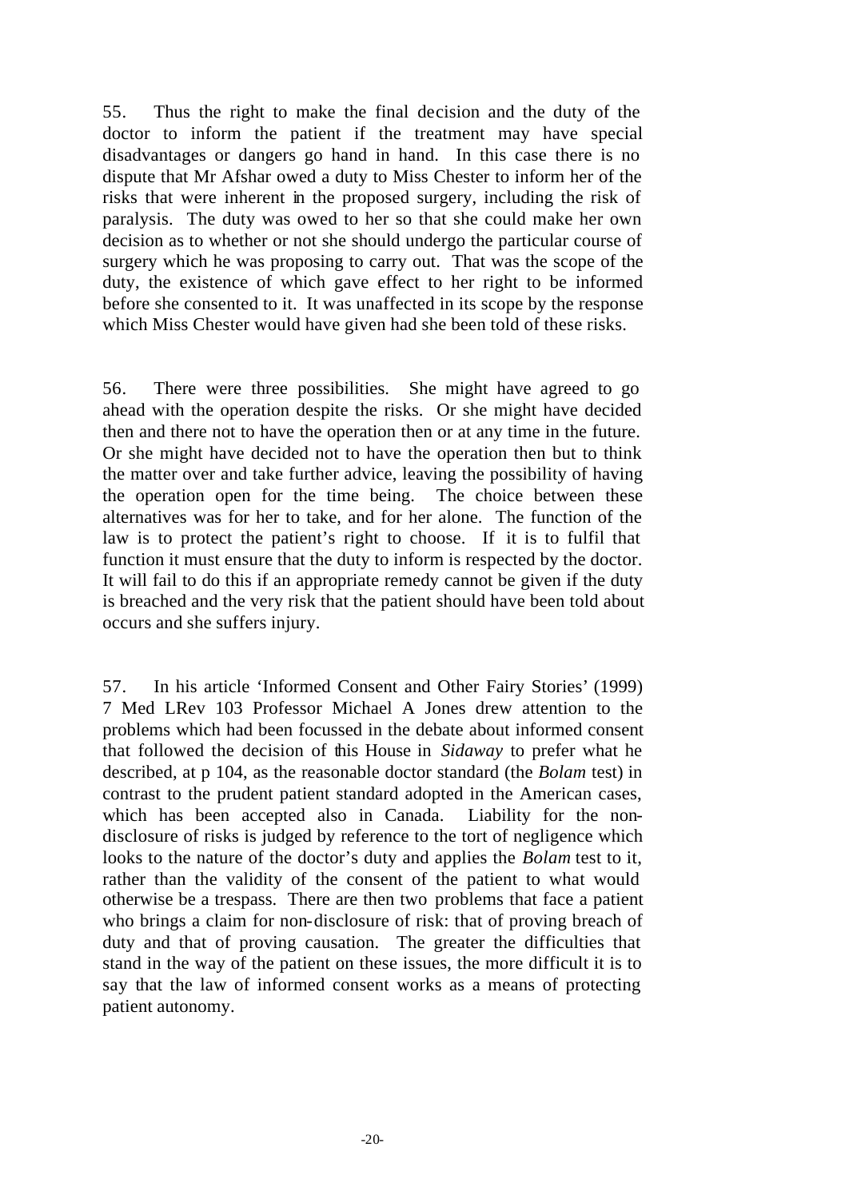55. Thus the right to make the final decision and the duty of the doctor to inform the patient if the treatment may have special disadvantages or dangers go hand in hand. In this case there is no dispute that Mr Afshar owed a duty to Miss Chester to inform her of the risks that were inherent in the proposed surgery, including the risk of paralysis. The duty was owed to her so that she could make her own decision as to whether or not she should undergo the particular course of surgery which he was proposing to carry out. That was the scope of the duty, the existence of which gave effect to her right to be informed before she consented to it. It was unaffected in its scope by the response which Miss Chester would have given had she been told of these risks.

56. There were three possibilities. She might have agreed to go ahead with the operation despite the risks. Or she might have decided then and there not to have the operation then or at any time in the future. Or she might have decided not to have the operation then but to think the matter over and take further advice, leaving the possibility of having the operation open for the time being. The choice between these alternatives was for her to take, and for her alone. The function of the law is to protect the patient's right to choose. If it is to fulfil that function it must ensure that the duty to inform is respected by the doctor. It will fail to do this if an appropriate remedy cannot be given if the duty is breached and the very risk that the patient should have been told about occurs and she suffers injury.

57. In his article 'Informed Consent and Other Fairy Stories' (1999) 7 Med LRev 103 Professor Michael A Jones drew attention to the problems which had been focussed in the debate about informed consent that followed the decision of this House in *Sidaway* to prefer what he described, at p 104, as the reasonable doctor standard (the *Bolam* test) in contrast to the prudent patient standard adopted in the American cases, which has been accepted also in Canada. Liability for the non-disclosure of risks is judged by reference to the tort of negligence which looks to the nature of the doctor's duty and applies the *Bolam* test to it, rather than the validity of the consent of the patient to what would otherwise be a trespass. There are then two problems that face a patient who brings a claim for non-disclosure of risk: that of proving breach of duty and that of proving causation. The greater the difficulties that stand in the way of the patient on these issues, the more difficult it is to say that the law of informed consent works as a means of protecting patient autonomy.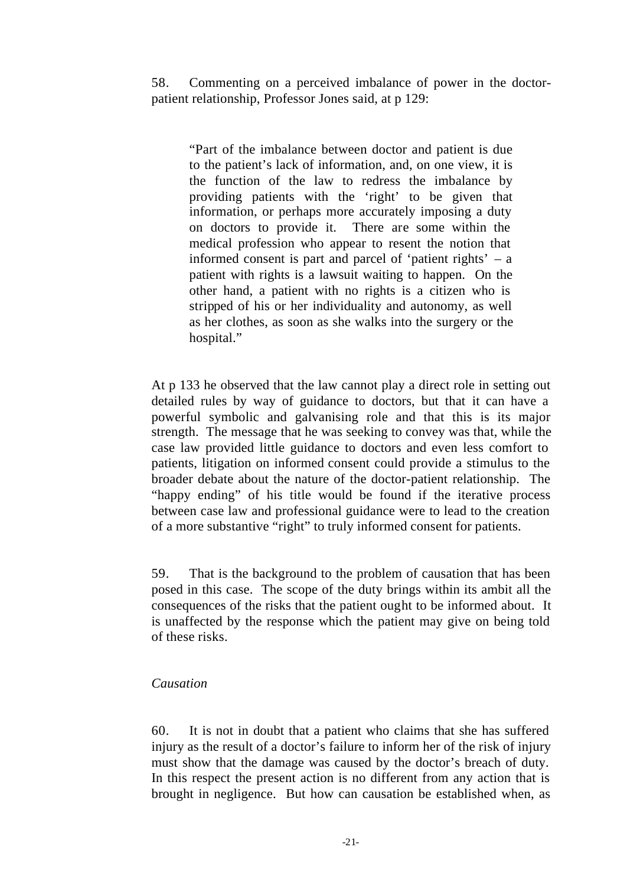58. Commenting on a perceived imbalance of power in the doctor-patient relationship, Professor Jones said, at p 129:

> "Part of the imbalance between doctor and patient is due to the patient's lack of information, and, on one view, it is the function of the law to redress the imbalance by providing patients with the 'right' to be given that information, or perhaps more accurately imposing a duty on doctors to provide it. There are some within the medical profession who appear to resent the notion that informed consent is part and parcel of 'patient rights' – a patient with rights is a lawsuit waiting to happen. On the other hand, a patient with no rights is a citizen who is stripped of his or her individuality and autonomy, as well as her clothes, as soon as she walks into the surgery or the hospital."

At p 133 he observed that the law cannot play a direct role in setting out detailed rules by way of guidance to doctors, but that it can have a powerful symbolic and galvanising role and that this is its major strength. The message that he was seeking to convey was that, while the case law provided little guidance to doctors and even less comfort to patients, litigation on informed consent could provide a stimulus to the broader debate about the nature of the doctor-patient relationship. The "happy ending" of his title would be found if the iterative process between case law and professional guidance were to lead to the creation of a more substantive "right" to truly informed consent for patients.

59. That is the background to the problem of causation that has been posed in this case. The scope of the duty brings within its ambit all the consequences of the risks that the patient ought to be informed about. It is unaffected by the response which the patient may give on being told of these risks.

*Causation*

60. It is not in doubt that a patient who claims that she has suffered injury as the result of a doctor's failure to inform her of the risk of injury must show that the damage was caused by the doctor's breach of duty. In this respect the present action is no different from any action that is brought in negligence. But how can causation be established when, as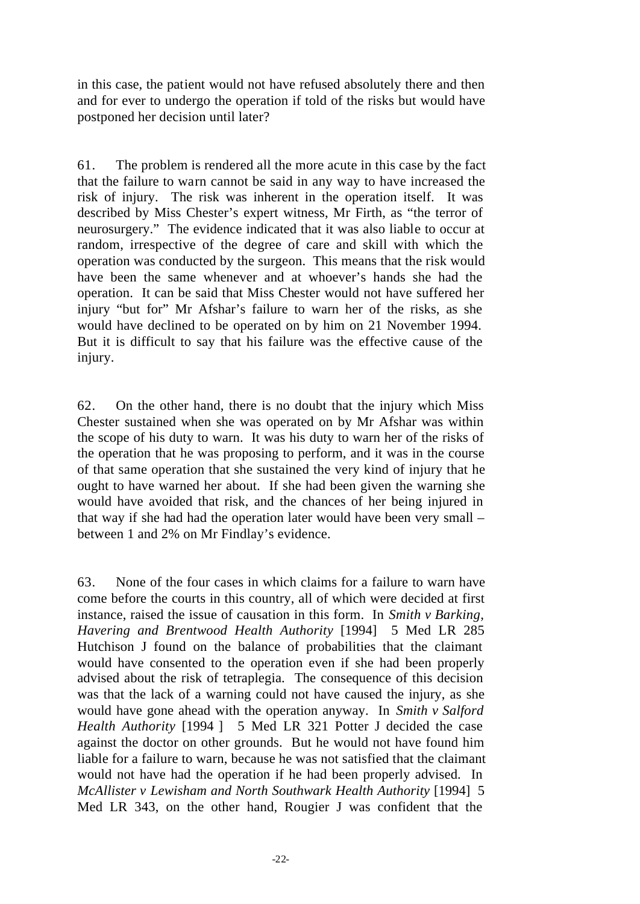in this case, the patient would not have refused absolutely there and then and for ever to undergo the operation if told of the risks but would have postponed her decision until later?

61. The problem is rendered all the more acute in this case by the fact that the failure to warn cannot be said in any way to have increased the risk of injury. The risk was inherent in the operation itself. It was described by Miss Chester's expert witness, Mr Firth, as "the terror of neurosurgery." The evidence indicated that it was also liable to occur at random, irrespective of the degree of care and skill with which the operation was conducted by the surgeon. This means that the risk would have been the same whenever and at whoever's hands she had the operation. It can be said that Miss Chester would not have suffered her injury "but for" Mr Afshar's failure to warn her of the risks, as she would have declined to be operated on by him on 21 November 1994. But it is difficult to say that his failure was the effective cause of the injury.

62. On the other hand, there is no doubt that the injury which Miss Chester sustained when she was operated on by Mr Afshar was within the scope of his duty to warn. It was his duty to warn her of the risks of the operation that he was proposing to perform, and it was in the course of that same operation that she sustained the very kind of injury that he ought to have warned her about. If she had been given the warning she would have avoided that risk, and the chances of her being injured in that way if she had had the operation later would have been very small – between 1 and 2% on Mr Findlay's evidence.

63. None of the four cases in which claims for a failure to warn have come before the courts in this country, all of which were decided at first instance, raised the issue of causation in this form. In *Smith v Barking, Havering and Brentwood Health Authority* [1994] 5 Med LR 285 Hutchison J found on the balance of probabilities that the claimant would have consented to the operation even if she had been properly advised about the risk of tetraplegia. The consequence of this decision was that the lack of a warning could not have caused the injury, as she would have gone ahead with the operation anyway. In *Smith v Salford Health Authority* [1994 ] 5 Med LR 321 Potter J decided the case against the doctor on other grounds. But he would not have found him liable for a failure to warn, because he was not satisfied that the claimant would not have had the operation if he had been properly advised. In *McAllister v Lewisham and North Southwark Health Authority* [1994] 5 Med LR 343, on the other hand, Rougier J was confident that the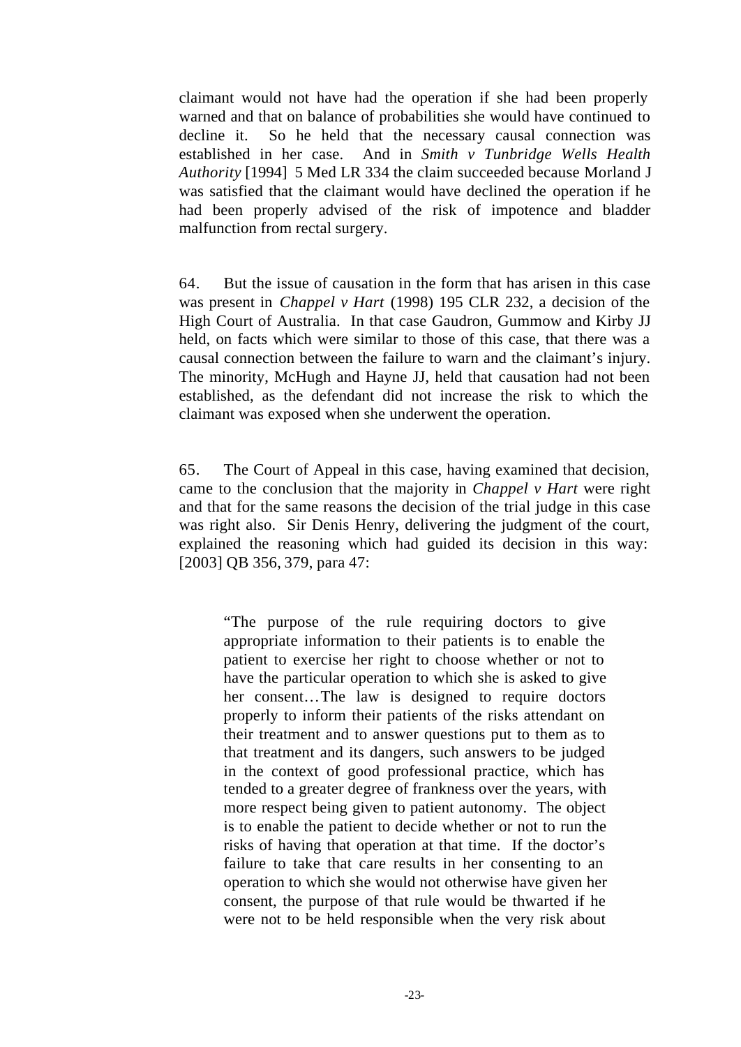claimant would not have had the operation if she had been properly warned and that on balance of probabilities she would have continued to decline it. So he held that the necessary causal connection was established in her case. And in *Smith v Tunbridge Wells Health Authority* [1994] 5 Med LR 334 the claim succeeded because Morland J was satisfied that the claimant would have declined the operation if he had been properly advised of the risk of impotence and bladder malfunction from rectal surgery.

64. But the issue of causation in the form that has arisen in this case was present in *Chappel v Hart* (1998) 195 CLR 232, a decision of the High Court of Australia. In that case Gaudron, Gummow and Kirby JJ held, on facts which were similar to those of this case, that there was a causal connection between the failure to warn and the claimant's injury. The minority, McHugh and Hayne JJ, held that causation had not been established, as the defendant did not increase the risk to which the claimant was exposed when she underwent the operation.

65. The Court of Appeal in this case, having examined that decision, came to the conclusion that the majority in *Chappel v Hart* were right and that for the same reasons the decision of the trial judge in this case was right also. Sir Denis Henry, delivering the judgment of the court, explained the reasoning which had guided its decision in this way: [2003] QB 356, 379, para 47:

> "The purpose of the rule requiring doctors to give appropriate information to their patients is to enable the patient to exercise her right to choose whether or not to have the particular operation to which she is asked to give her consent…The law is designed to require doctors properly to inform their patients of the risks attendant on their treatment and to answer questions put to them as to that treatment and its dangers, such answers to be judged in the context of good professional practice, which has tended to a greater degree of frankness over the years, with more respect being given to patient autonomy. The object is to enable the patient to decide whether or not to run the risks of having that operation at that time. If the doctor's failure to take that care results in her consenting to an operation to which she would not otherwise have given her consent, the purpose of that rule would be thwarted if he were not to be held responsible when the very risk about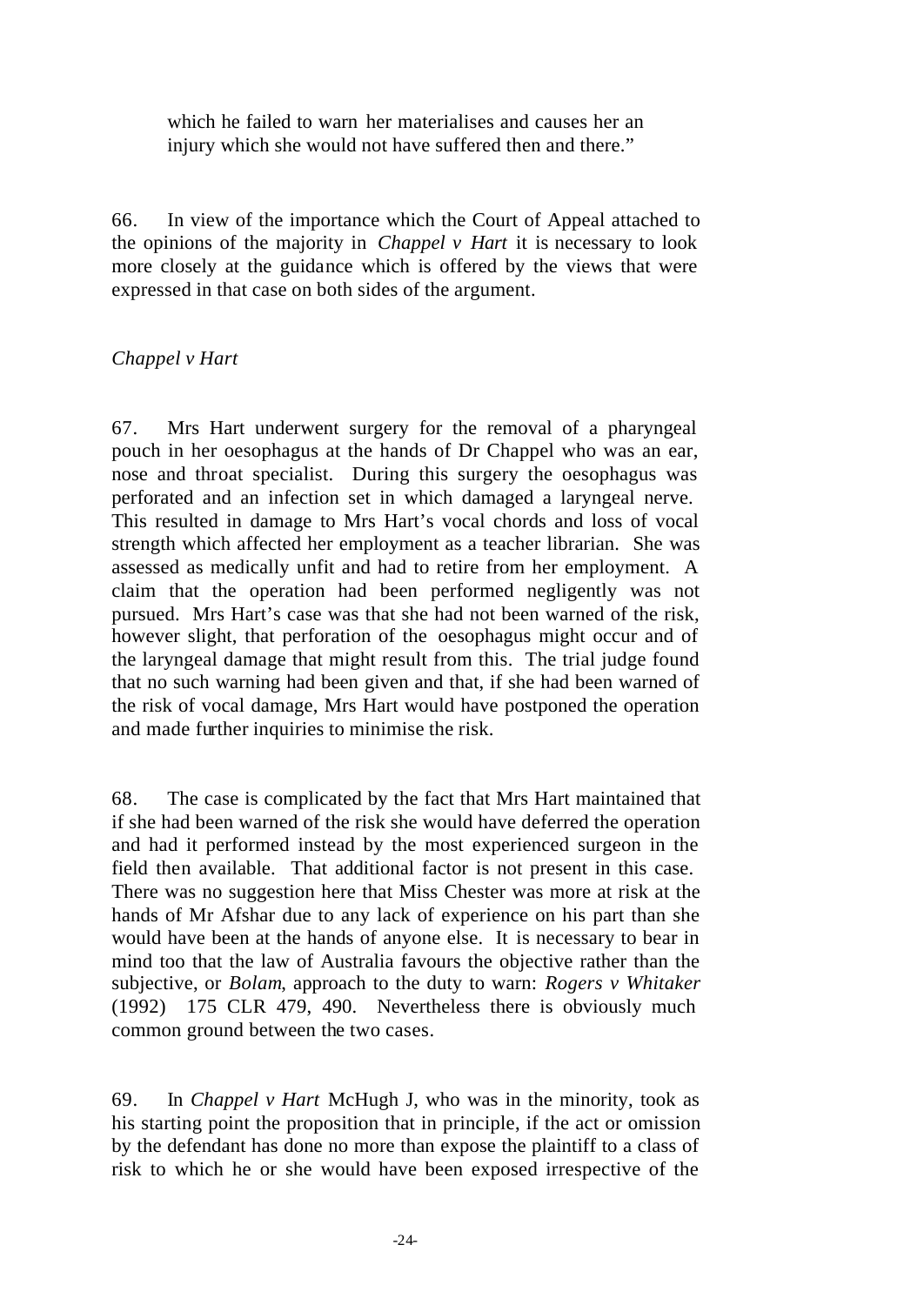which he failed to warn her materialises and causes her an injury which she would not have suffered then and there."

66. In view of the importance which the Court of Appeal attached to the opinions of the majority in *Chappel v Hart* it is necessary to look more closely at the guidance which is offered by the views that were expressed in that case on both sides of the argument.

*Chappel v Hart*

67. Mrs Hart underwent surgery for the removal of a pharyngeal pouch in her oesophagus at the hands of Dr Chappel who was an ear, nose and throat specialist. During this surgery the oesophagus was perforated and an infection set in which damaged a laryngeal nerve. This resulted in damage to Mrs Hart's vocal chords and loss of vocal strength which affected her employment as a teacher librarian. She was assessed as medically unfit and had to retire from her employment. A claim that the operation had been performed negligently was not pursued. Mrs Hart's case was that she had not been warned of the risk, however slight, that perforation of the oesophagus might occur and of the laryngeal damage that might result from this. The trial judge found that no such warning had been given and that, if she had been warned of the risk of vocal damage, Mrs Hart would have postponed the operation and made further inquiries to minimise the risk.

68. The case is complicated by the fact that Mrs Hart maintained that if she had been warned of the risk she would have deferred the operation and had it performed instead by the most experienced surgeon in the field then available. That additional factor is not present in this case. There was no suggestion here that Miss Chester was more at risk at the hands of Mr Afshar due to any lack of experience on his part than she would have been at the hands of anyone else. It is necessary to bear in mind too that the law of Australia favours the objective rather than the subjective, or *Bolam*, approach to the duty to warn: *Rogers v Whitaker* (1992) 175 CLR 479, 490. Nevertheless there is obviously much common ground between the two cases.

69. In *Chappel v Hart* McHugh J, who was in the minority, took as his starting point the proposition that in principle, if the act or omission by the defendant has done no more than expose the plaintiff to a class of risk to which he or she would have been exposed irrespective of the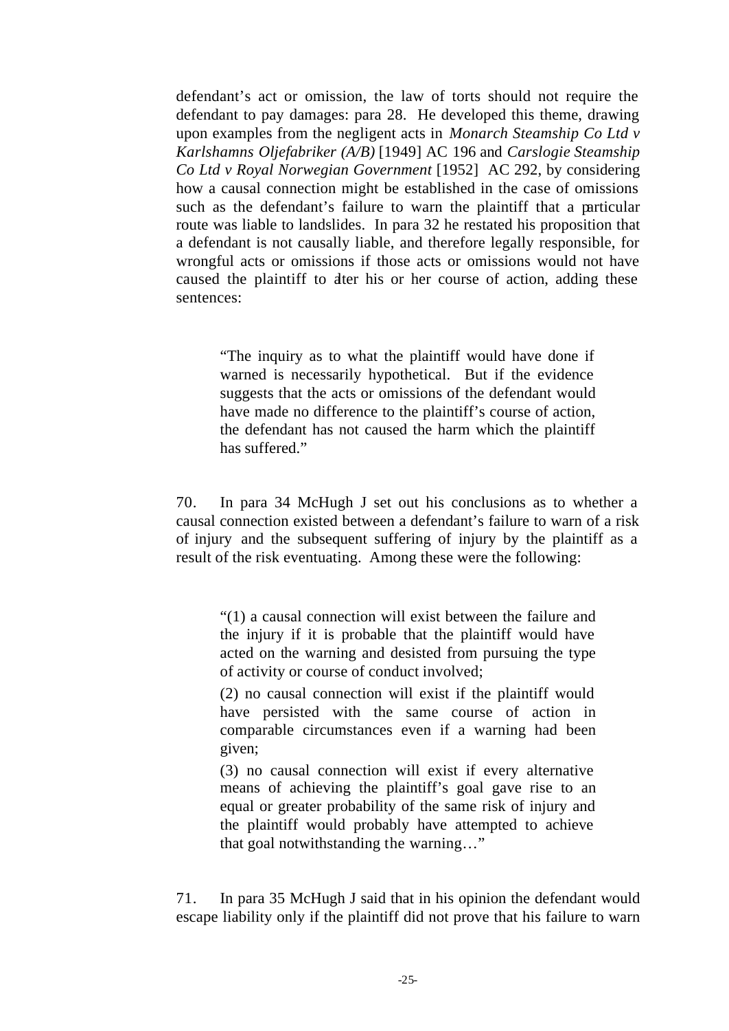defendant's act or omission, the law of torts should not require the defendant to pay damages: para 28. He developed this theme, drawing upon examples from the negligent acts in *Monarch Steamship Co Ltd v Karlshamns Oljefabriker (A/B)* [1949] AC 196 and *Carslogie Steamship Co Ltd v Royal Norwegian Government* [1952] AC 292, by considering how a causal connection might be established in the case of omissions such as the defendant's failure to warn the plaintiff that a particular route was liable to landslides. In para 32 he restated his proposition that a defendant is not causally liable, and therefore legally responsible, for wrongful acts or omissions if those acts or omissions would not have caused the plaintiff to alter his or her course of action, adding these sentences:

> "The inquiry as to what the plaintiff would have done if warned is necessarily hypothetical. But if the evidence suggests that the acts or omissions of the defendant would have made no difference to the plaintiff's course of action, the defendant has not caused the harm which the plaintiff has suffered."

70. In para 34 McHugh J set out his conclusions as to whether a causal connection existed between a defendant's failure to warn of a risk of injury and the subsequent suffering of injury by the plaintiff as a result of the risk eventuating. Among these were the following:

> "(1) a causal connection will exist between the failure and the injury if it is probable that the plaintiff would have acted on the warning and desisted from pursuing the type of activity or course of conduct involved;
>
> (2) no causal connection will exist if the plaintiff would have persisted with the same course of action in comparable circumstances even if a warning had been given;
>
> (3) no causal connection will exist if every alternative means of achieving the plaintiff's goal gave rise to an equal or greater probability of the same risk of injury and the plaintiff would probably have attempted to achieve that goal notwithstanding the warning…"

71. In para 35 McHugh J said that in his opinion the defendant would escape liability only if the plaintiff did not prove that his failure to warn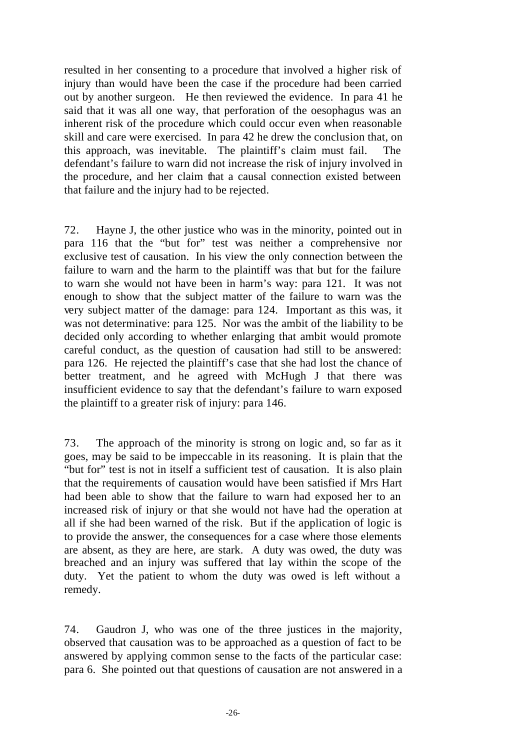resulted in her consenting to a procedure that involved a higher risk of injury than would have been the case if the procedure had been carried out by another surgeon. He then reviewed the evidence. In para 41 he said that it was all one way, that perforation of the oesophagus was an inherent risk of the procedure which could occur even when reasonable skill and care were exercised. In para 42 he drew the conclusion that, on this approach, was inevitable. The plaintiff's claim must fail. The defendant's failure to warn did not increase the risk of injury involved in the procedure, and her claim that a causal connection existed between that failure and the injury had to be rejected.

72. Hayne J, the other justice who was in the minority, pointed out in para 116 that the "but for" test was neither a comprehensive nor exclusive test of causation. In his view the only connection between the failure to warn and the harm to the plaintiff was that but for the failure to warn she would not have been in harm's way: para 121. It was not enough to show that the subject matter of the failure to warn was the very subject matter of the damage: para 124. Important as this was, it was not determinative: para 125. Nor was the ambit of the liability to be decided only according to whether enlarging that ambit would promote careful conduct, as the question of causation had still to be answered: para 126. He rejected the plaintiff's case that she had lost the chance of better treatment, and he agreed with McHugh J that there was insufficient evidence to say that the defendant's failure to warn exposed the plaintiff to a greater risk of injury: para 146.

73. The approach of the minority is strong on logic and, so far as it goes, may be said to be impeccable in its reasoning. It is plain that the "but for" test is not in itself a sufficient test of causation. It is also plain that the requirements of causation would have been satisfied if Mrs Hart had been able to show that the failure to warn had exposed her to an increased risk of injury or that she would not have had the operation at all if she had been warned of the risk. But if the application of logic is to provide the answer, the consequences for a case where those elements are absent, as they are here, are stark. A duty was owed, the duty was breached and an injury was suffered that lay within the scope of the duty. Yet the patient to whom the duty was owed is left without a remedy.

74. Gaudron J, who was one of the three justices in the majority, observed that causation was to be approached as a question of fact to be answered by applying common sense to the facts of the particular case: para 6. She pointed out that questions of causation are not answered in a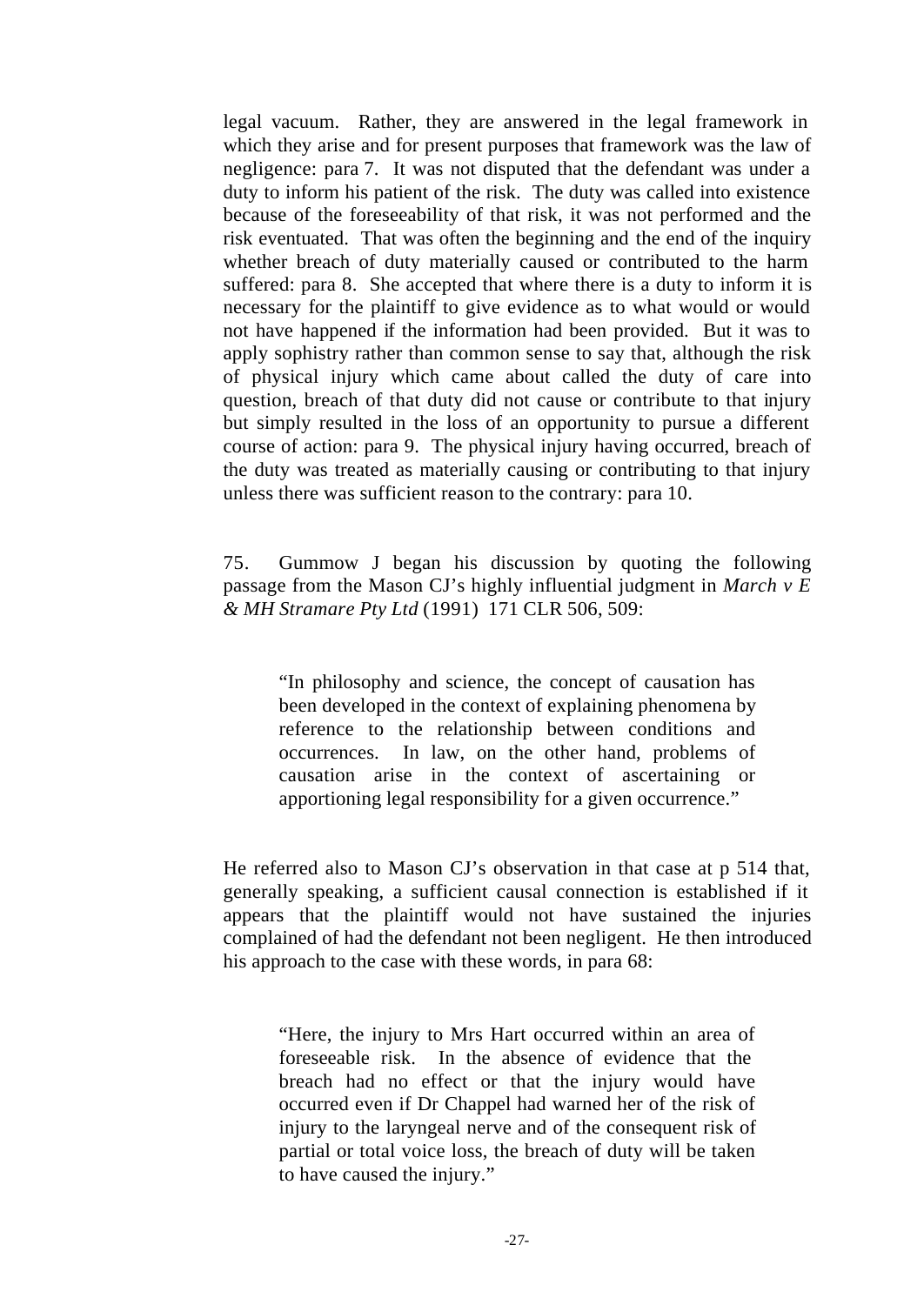legal vacuum. Rather, they are answered in the legal framework in which they arise and for present purposes that framework was the law of negligence: para 7. It was not disputed that the defendant was under a duty to inform his patient of the risk. The duty was called into existence because of the foreseeability of that risk, it was not performed and the risk eventuated. That was often the beginning and the end of the inquiry whether breach of duty materially caused or contributed to the harm suffered: para 8. She accepted that where there is a duty to inform it is necessary for the plaintiff to give evidence as to what would or would not have happened if the information had been provided. But it was to apply sophistry rather than common sense to say that, although the risk of physical injury which came about called the duty of care into question, breach of that duty did not cause or contribute to that injury but simply resulted in the loss of an opportunity to pursue a different course of action: para 9. The physical injury having occurred, breach of the duty was treated as materially causing or contributing to that injury unless there was sufficient reason to the contrary: para 10.

75. Gummow J began his discussion by quoting the following passage from the Mason CJ's highly influential judgment in *March v E & MH Stramare Pty Ltd* (1991) 171 CLR 506, 509:

> "In philosophy and science, the concept of causation has been developed in the context of explaining phenomena by reference to the relationship between conditions and occurrences. In law, on the other hand, problems of causation arise in the context of ascertaining or apportioning legal responsibility for a given occurrence."

He referred also to Mason CJ's observation in that case at p 514 that, generally speaking, a sufficient causal connection is established if it appears that the plaintiff would not have sustained the injuries complained of had the defendant not been negligent. He then introduced his approach to the case with these words, in para 68:

> "Here, the injury to Mrs Hart occurred within an area of foreseeable risk. In the absence of evidence that the breach had no effect or that the injury would have occurred even if Dr Chappel had warned her of the risk of injury to the laryngeal nerve and of the consequent risk of partial or total voice loss, the breach of duty will be taken to have caused the injury."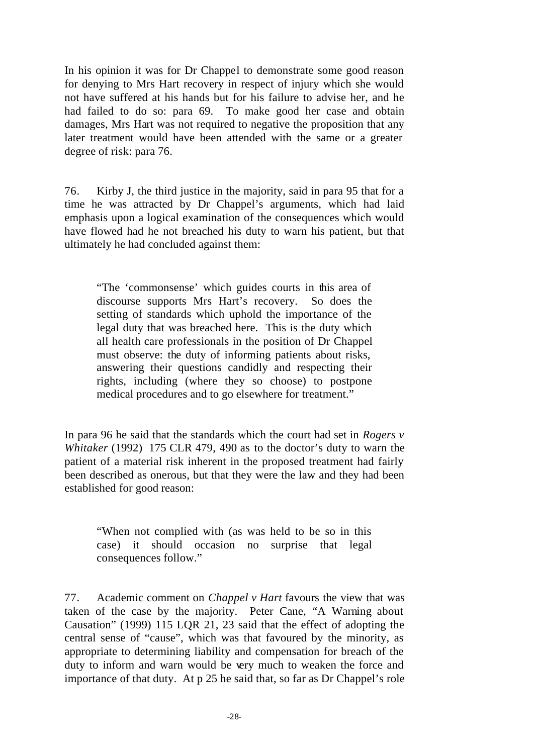In his opinion it was for Dr Chappel to demonstrate some good reason for denying to Mrs Hart recovery in respect of injury which she would not have suffered at his hands but for his failure to advise her, and he had failed to do so: para 69. To make good her case and obtain damages, Mrs Hart was not required to negative the proposition that any later treatment would have been attended with the same or a greater degree of risk: para 76.

76. Kirby J, the third justice in the majority, said in para 95 that for a time he was attracted by Dr Chappel's arguments, which had laid emphasis upon a logical examination of the consequences which would have flowed had he not breached his duty to warn his patient, but that ultimately he had concluded against them:

> "The 'commonsense' which guides courts in this area of discourse supports Mrs Hart's recovery. So does the setting of standards which uphold the importance of the legal duty that was breached here. This is the duty which all health care professionals in the position of Dr Chappel must observe: the duty of informing patients about risks, answering their questions candidly and respecting their rights, including (where they so choose) to postpone medical procedures and to go elsewhere for treatment."

In para 96 he said that the standards which the court had set in *Rogers v Whitaker* (1992) 175 CLR 479, 490 as to the doctor's duty to warn the patient of a material risk inherent in the proposed treatment had fairly been described as onerous, but that they were the law and they had been established for good reason:

> "When not complied with (as was held to be so in this case) it should occasion no surprise that legal consequences follow."

77. Academic comment on *Chappel v Hart* favours the view that was taken of the case by the majority. Peter Cane, "A Warning about Causation" (1999) 115 LQR 21, 23 said that the effect of adopting the central sense of "cause", which was that favoured by the minority, as appropriate to determining liability and compensation for breach of the duty to inform and warn would be very much to weaken the force and importance of that duty. At p 25 he said that, so far as Dr Chappel's role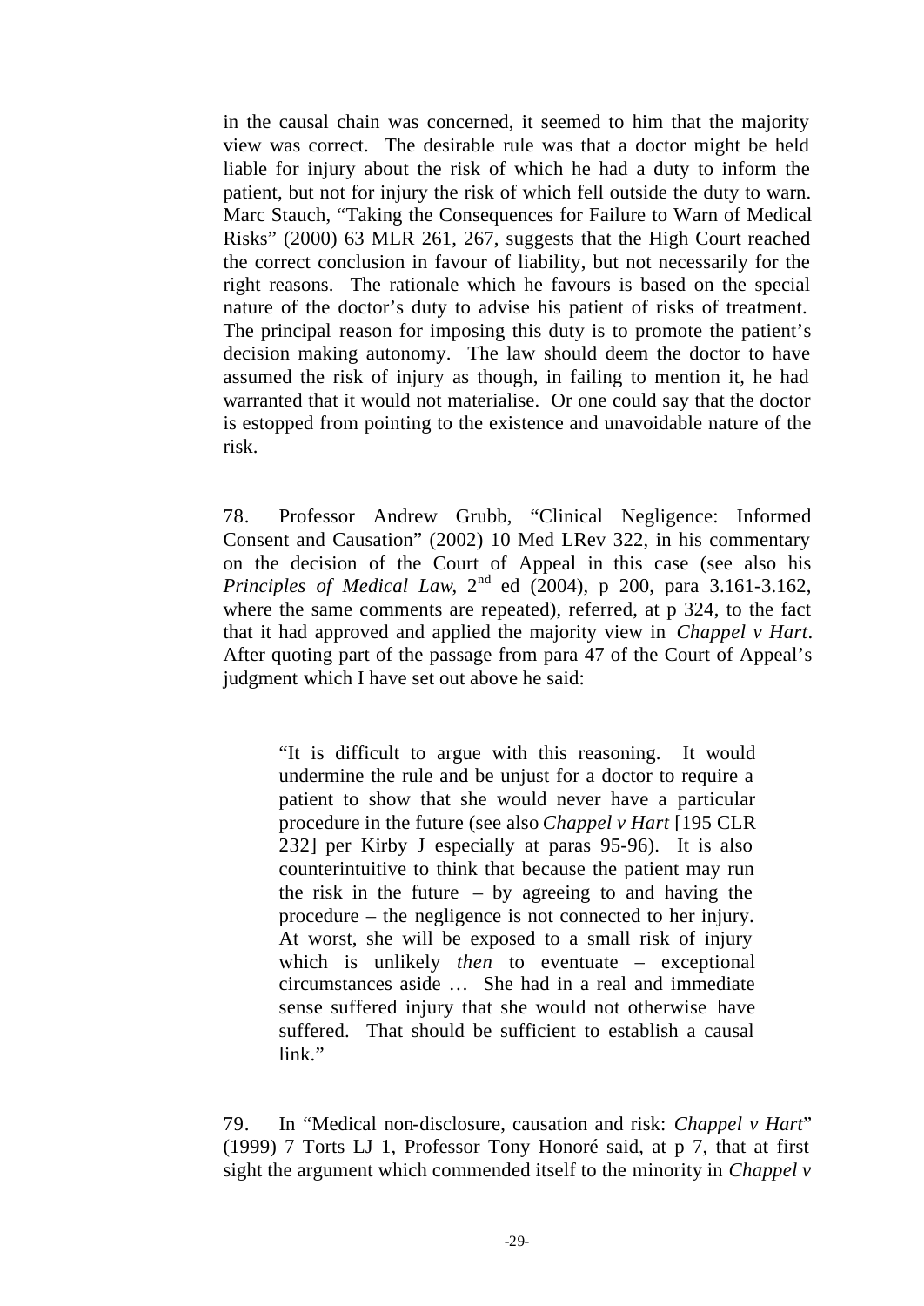in the causal chain was concerned, it seemed to him that the majority view was correct. The desirable rule was that a doctor might be held liable for injury about the risk of which he had a duty to inform the patient, but not for injury the risk of which fell outside the duty to warn. Marc Stauch, "Taking the Consequences for Failure to Warn of Medical Risks" (2000) 63 MLR 261, 267, suggests that the High Court reached the correct conclusion in favour of liability, but not necessarily for the right reasons. The rationale which he favours is based on the special nature of the doctor's duty to advise his patient of risks of treatment. The principal reason for imposing this duty is to promote the patient's decision making autonomy. The law should deem the doctor to have assumed the risk of injury as though, in failing to mention it, he had warranted that it would not materialise. Or one could say that the doctor is estopped from pointing to the existence and unavoidable nature of the risk.

78. Professor Andrew Grubb, "Clinical Negligence: Informed Consent and Causation" (2002) 10 Med LRev 322, in his commentary on the decision of the Court of Appeal in this case (see also his *Principles of Medical Law*, 2nd ed (2004), p 200, para 3.161-3.162, where the same comments are repeated), referred, at p 324, to the fact that it had approved and applied the majority view in *Chappel v Hart*. After quoting part of the passage from para 47 of the Court of Appeal's judgment which I have set out above he said:

> "It is difficult to argue with this reasoning. It would undermine the rule and be unjust for a doctor to require a patient to show that she would never have a particular procedure in the future (see also *Chappel v Hart* [195 CLR 232] per Kirby J especially at paras 95-96). It is also counterintuitive to think that because the patient may run the risk in the future – by agreeing to and having the procedure – the negligence is not connected to her injury. At worst, she will be exposed to a small risk of injury which is unlikely *then* to eventuate – exceptional circumstances aside … She had in a real and immediate sense suffered injury that she would not otherwise have suffered. That should be sufficient to establish a causal link."

79. In "Medical non-disclosure, causation and risk: *Chappel v Hart*" (1999) 7 Torts LJ 1, Professor Tony Honoré said, at p 7, that at first sight the argument which commended itself to the minority in *Chappel v*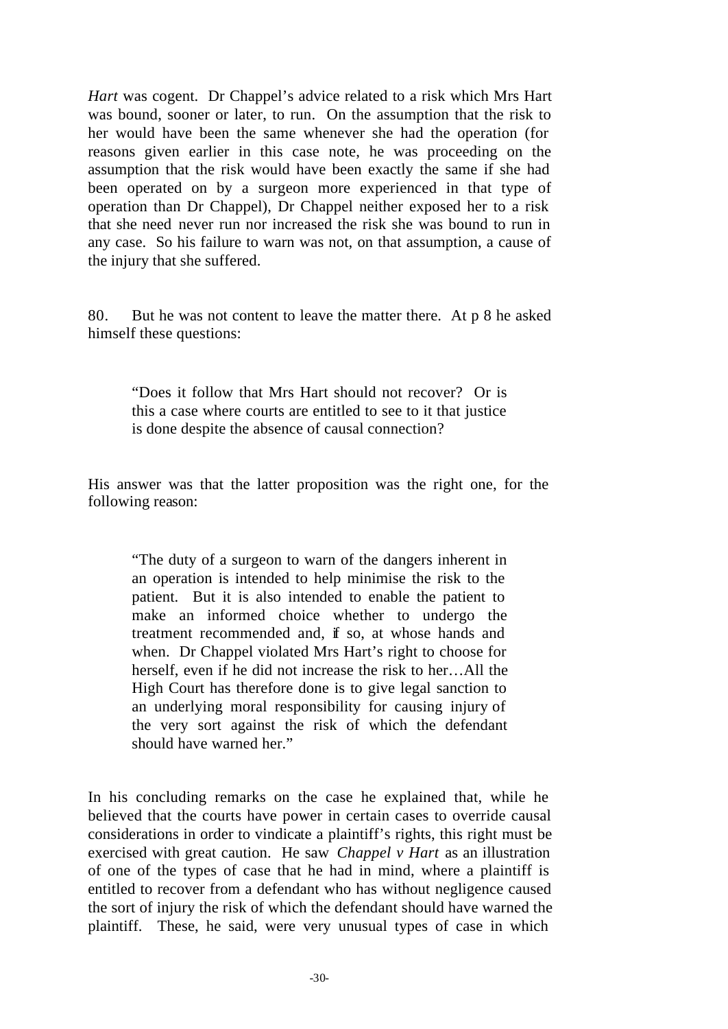*Hart* was cogent. Dr Chappel's advice related to a risk which Mrs Hart was bound, sooner or later, to run. On the assumption that the risk to her would have been the same whenever she had the operation (for reasons given earlier in this case note, he was proceeding on the assumption that the risk would have been exactly the same if she had been operated on by a surgeon more experienced in that type of operation than Dr Chappel), Dr Chappel neither exposed her to a risk that she need never run nor increased the risk she was bound to run in any case. So his failure to warn was not, on that assumption, a cause of the injury that she suffered.

80. But he was not content to leave the matter there. At p 8 he asked himself these questions:

> "Does it follow that Mrs Hart should not recover? Or is this a case where courts are entitled to see to it that justice is done despite the absence of causal connection?

His answer was that the latter proposition was the right one, for the following reason:

> "The duty of a surgeon to warn of the dangers inherent in an operation is intended to help minimise the risk to the patient. But it is also intended to enable the patient to make an informed choice whether to undergo the treatment recommended and, if so, at whose hands and when. Dr Chappel violated Mrs Hart's right to choose for herself, even if he did not increase the risk to her…All the High Court has therefore done is to give legal sanction to an underlying moral responsibility for causing injury of the very sort against the risk of which the defendant should have warned her."

In his concluding remarks on the case he explained that, while he believed that the courts have power in certain cases to override causal considerations in order to vindicate a plaintiff's rights, this right must be exercised with great caution. He saw *Chappel v Hart* as an illustration of one of the types of case that he had in mind, where a plaintiff is entitled to recover from a defendant who has without negligence caused the sort of injury the risk of which the defendant should have warned the plaintiff. These, he said, were very unusual types of case in which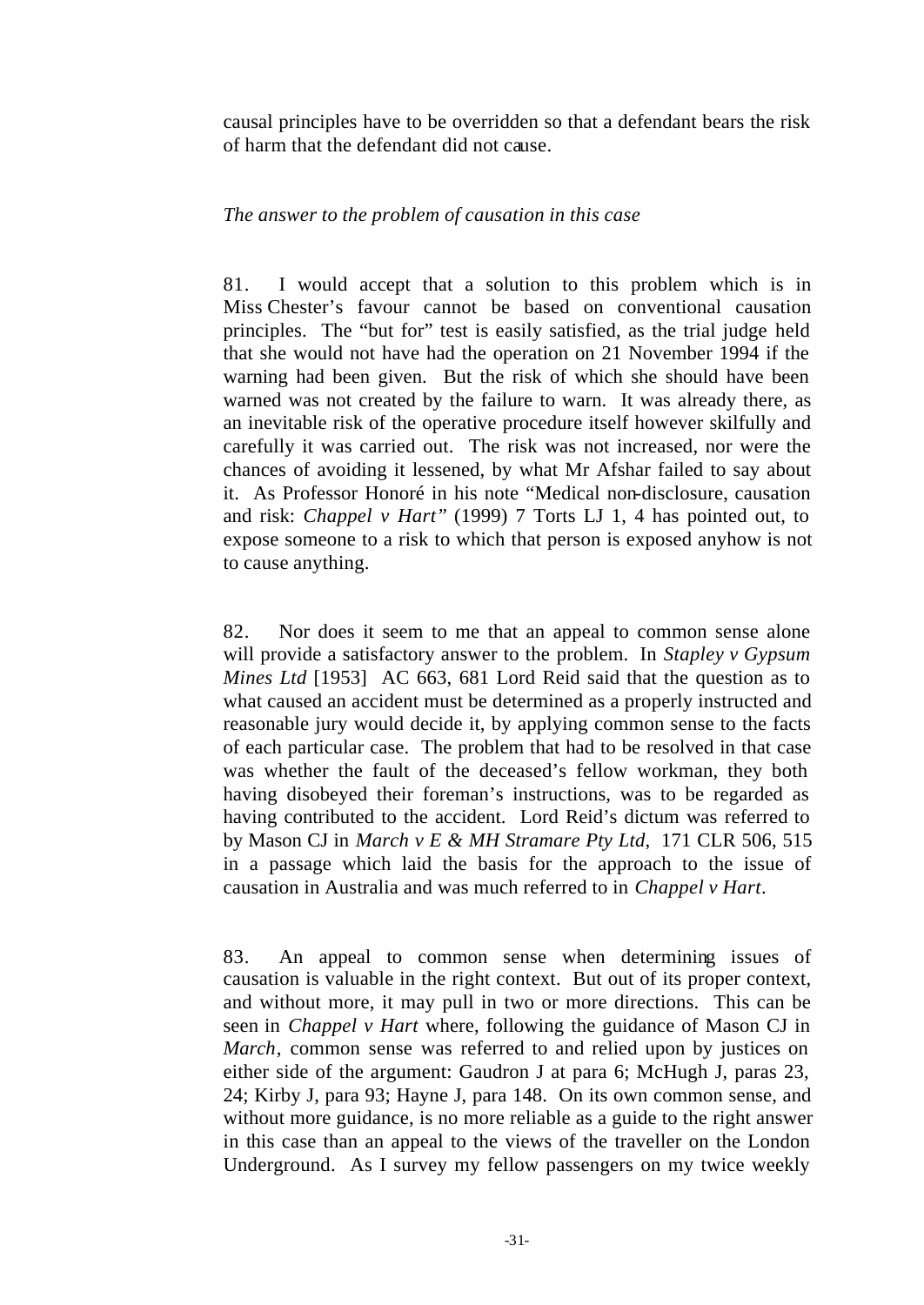causal principles have to be overridden so that a defendant bears the risk of harm that the defendant did not cause.

*The answer to the problem of causation in this case*

81. I would accept that a solution to this problem which is in Miss Chester's favour cannot be based on conventional causation principles. The "but for" test is easily satisfied, as the trial judge held that she would not have had the operation on 21 November 1994 if the warning had been given. But the risk of which she should have been warned was not created by the failure to warn. It was already there, as an inevitable risk of the operative procedure itself however skilfully and carefully it was carried out. The risk was not increased, nor were the chances of avoiding it lessened, by what Mr Afshar failed to say about it. As Professor Honoré in his note "Medical non-disclosure, causation and risk: *Chappel v Hart"* (1999) 7 Torts LJ 1, 4 has pointed out, to expose someone to a risk to which that person is exposed anyhow is not to cause anything.

82. Nor does it seem to me that an appeal to common sense alone will provide a satisfactory answer to the problem. In *Stapley v Gypsum Mines Ltd* [1953] AC 663, 681 Lord Reid said that the question as to what caused an accident must be determined as a properly instructed and reasonable jury would decide it, by applying common sense to the facts of each particular case. The problem that had to be resolved in that case was whether the fault of the deceased's fellow workman, they both having disobeyed their foreman's instructions, was to be regarded as having contributed to the accident. Lord Reid's dictum was referred to by Mason CJ in *March v E & MH Stramare Pty Ltd*, 171 CLR 506, 515 in a passage which laid the basis for the approach to the issue of causation in Australia and was much referred to in *Chappel v Hart*.

83. An appeal to common sense when determining issues of causation is valuable in the right context. But out of its proper context, and without more, it may pull in two or more directions. This can be seen in *Chappel v Hart* where, following the guidance of Mason CJ in *March*, common sense was referred to and relied upon by justices on either side of the argument: Gaudron J at para 6; McHugh J, paras 23, 24; Kirby J, para 93; Hayne J, para 148. On its own common sense, and without more guidance, is no more reliable as a guide to the right answer in this case than an appeal to the views of the traveller on the London Underground. As I survey my fellow passengers on my twice weekly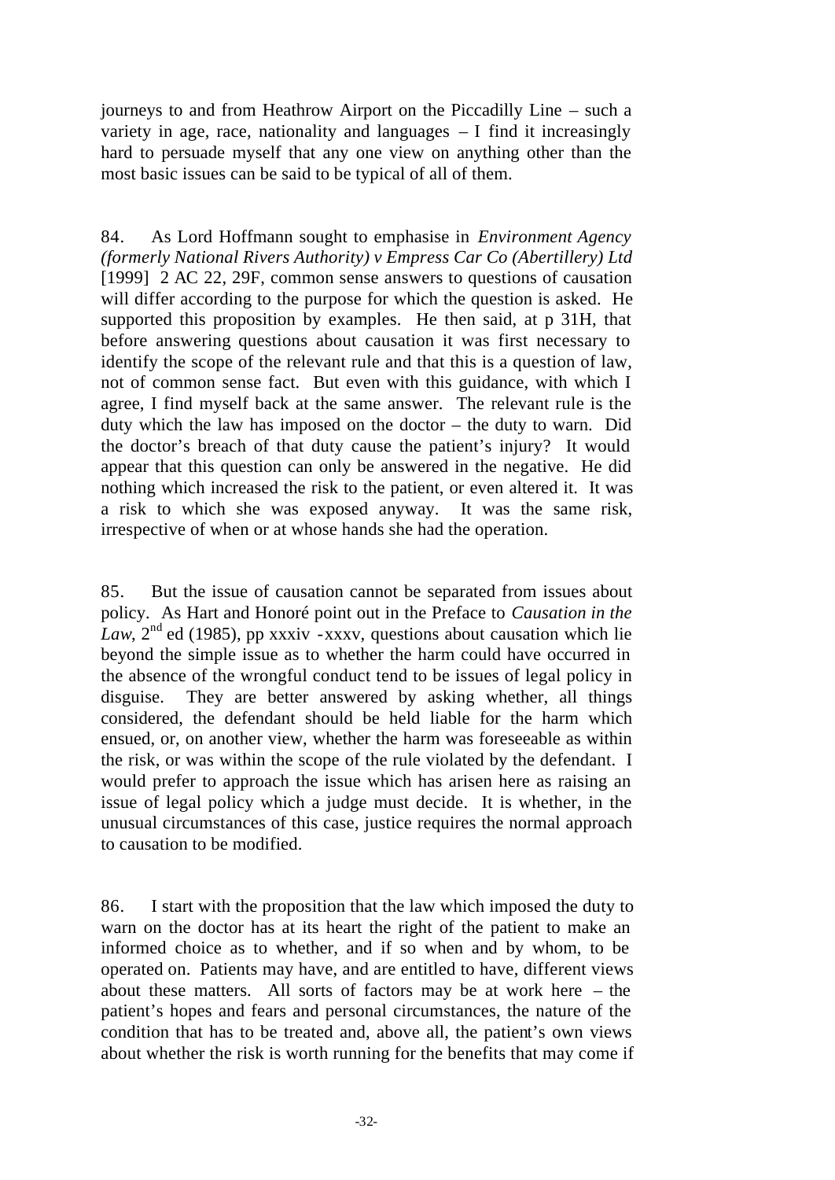journeys to and from Heathrow Airport on the Piccadilly Line – such a variety in age, race, nationality and languages – I find it increasingly hard to persuade myself that any one view on anything other than the most basic issues can be said to be typical of all of them.

84. As Lord Hoffmann sought to emphasise in *Environment Agency (formerly National Rivers Authority) v Empress Car Co (Abertillery) Ltd* [1999] 2 AC 22, 29F, common sense answers to questions of causation will differ according to the purpose for which the question is asked. He supported this proposition by examples. He then said, at p 31H, that before answering questions about causation it was first necessary to identify the scope of the relevant rule and that this is a question of law, not of common sense fact. But even with this guidance, with which I agree, I find myself back at the same answer. The relevant rule is the duty which the law has imposed on the doctor – the duty to warn. Did the doctor's breach of that duty cause the patient's injury? It would appear that this question can only be answered in the negative. He did nothing which increased the risk to the patient, or even altered it. It was a risk to which she was exposed anyway. It was the same risk, irrespective of when or at whose hands she had the operation.

85. But the issue of causation cannot be separated from issues about policy. As Hart and Honoré point out in the Preface to *Causation in the Law*, 2nd ed (1985), pp xxxiv -xxxv, questions about causation which lie beyond the simple issue as to whether the harm could have occurred in the absence of the wrongful conduct tend to be issues of legal policy in disguise. They are better answered by asking whether, all things considered, the defendant should be held liable for the harm which ensued, or, on another view, whether the harm was foreseeable as within the risk, or was within the scope of the rule violated by the defendant. I would prefer to approach the issue which has arisen here as raising an issue of legal policy which a judge must decide. It is whether, in the unusual circumstances of this case, justice requires the normal approach to causation to be modified.

86. I start with the proposition that the law which imposed the duty to warn on the doctor has at its heart the right of the patient to make an informed choice as to whether, and if so when and by whom, to be operated on. Patients may have, and are entitled to have, different views about these matters. All sorts of factors may be at work here – the patient's hopes and fears and personal circumstances, the nature of the condition that has to be treated and, above all, the patient's own views about whether the risk is worth running for the benefits that may come if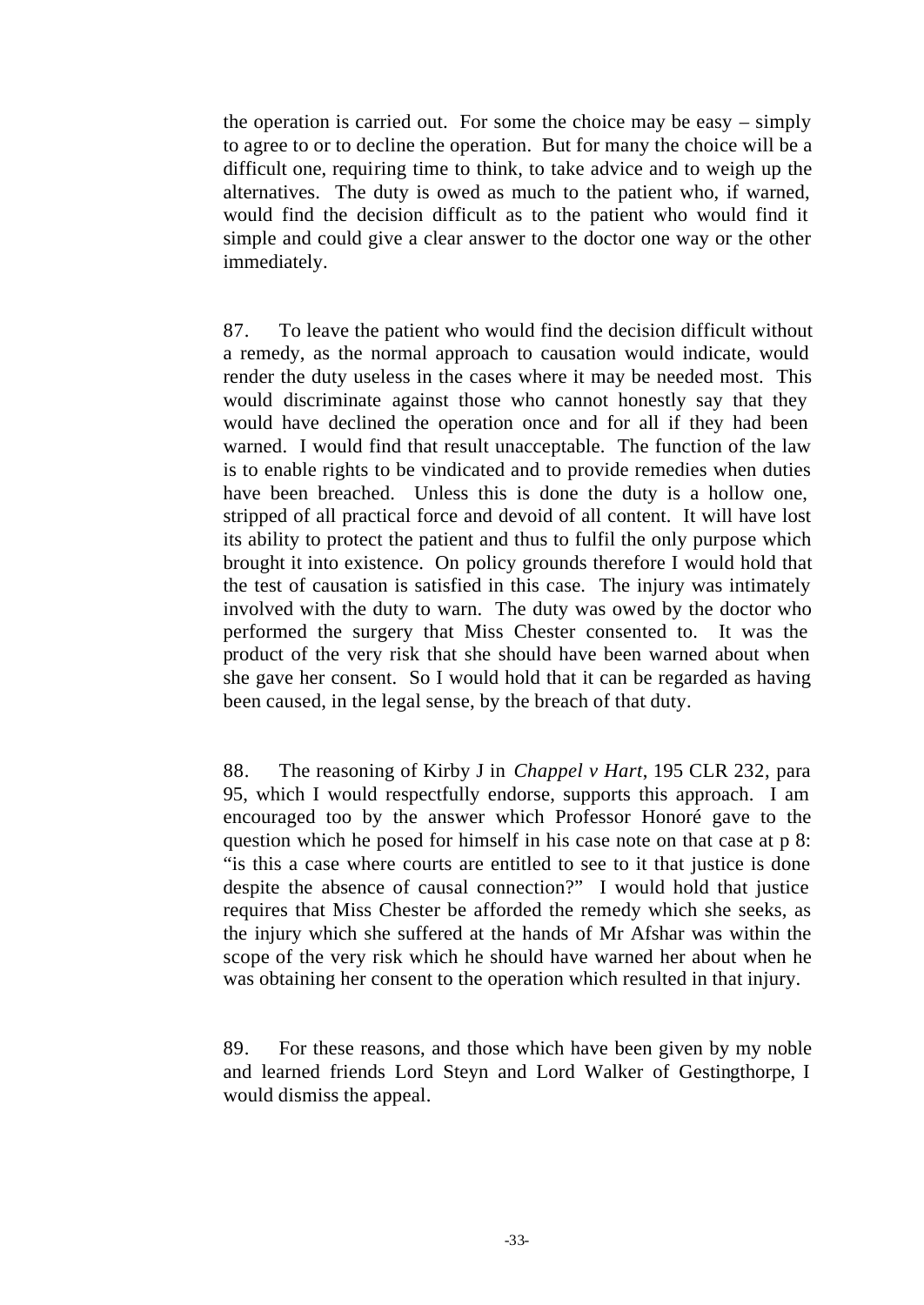the operation is carried out. For some the choice may be easy – simply to agree to or to decline the operation. But for many the choice will be a difficult one, requiring time to think, to take advice and to weigh up the alternatives. The duty is owed as much to the patient who, if warned, would find the decision difficult as to the patient who would find it simple and could give a clear answer to the doctor one way or the other immediately.

87. To leave the patient who would find the decision difficult without a remedy, as the normal approach to causation would indicate, would render the duty useless in the cases where it may be needed most. This would discriminate against those who cannot honestly say that they would have declined the operation once and for all if they had been warned. I would find that result unacceptable. The function of the law is to enable rights to be vindicated and to provide remedies when duties have been breached. Unless this is done the duty is a hollow one, stripped of all practical force and devoid of all content. It will have lost its ability to protect the patient and thus to fulfil the only purpose which brought it into existence. On policy grounds therefore I would hold that the test of causation is satisfied in this case. The injury was intimately involved with the duty to warn. The duty was owed by the doctor who performed the surgery that Miss Chester consented to. It was the product of the very risk that she should have been warned about when she gave her consent. So I would hold that it can be regarded as having been caused, in the legal sense, by the breach of that duty.

88. The reasoning of Kirby J in *Chappel v Hart*, 195 CLR 232, para 95, which I would respectfully endorse, supports this approach. I am encouraged too by the answer which Professor Honoré gave to the question which he posed for himself in his case note on that case at p 8: "is this a case where courts are entitled to see to it that justice is done despite the absence of causal connection?" I would hold that justice requires that Miss Chester be afforded the remedy which she seeks, as the injury which she suffered at the hands of Mr Afshar was within the scope of the very risk which he should have warned her about when he was obtaining her consent to the operation which resulted in that injury.

89. For these reasons, and those which have been given by my noble and learned friends Lord Steyn and Lord Walker of Gestingthorpe, I would dismiss the appeal.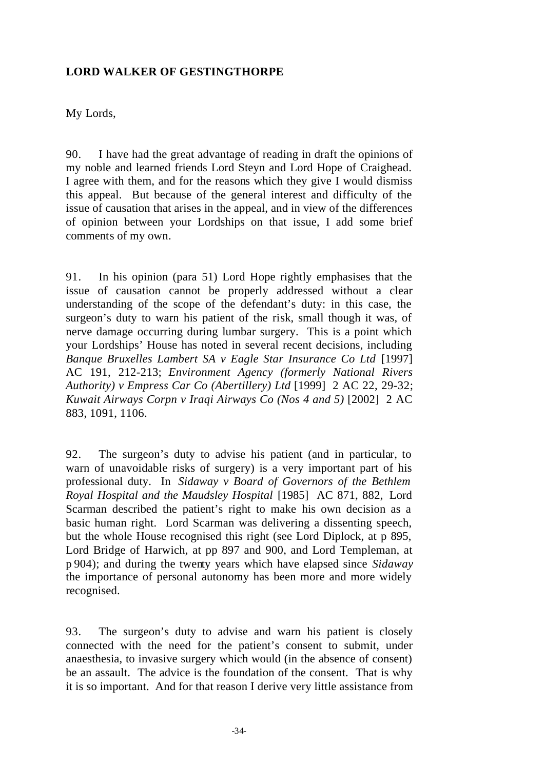**LORD WALKER OF GESTINGTHORPE**

My Lords,

90. I have had the great advantage of reading in draft the opinions of my noble and learned friends Lord Steyn and Lord Hope of Craighead. I agree with them, and for the reasons which they give I would dismiss this appeal. But because of the general interest and difficulty of the issue of causation that arises in the appeal, and in view of the differences of opinion between your Lordships on that issue, I add some brief comments of my own.

91. In his opinion (para 51) Lord Hope rightly emphasises that the issue of causation cannot be properly addressed without a clear understanding of the scope of the defendant's duty: in this case, the surgeon's duty to warn his patient of the risk, small though it was, of nerve damage occurring during lumbar surgery. This is a point which your Lordships' House has noted in several recent decisions, including *Banque Bruxelles Lambert SA v Eagle Star Insurance Co Ltd* [1997] AC 191, 212-213; *Environment Agency (formerly National Rivers Authority) v Empress Car Co (Abertillery) Ltd* [1999] 2 AC 22, 29-32; *Kuwait Airways Corpn v Iraqi Airways Co (Nos 4 and 5)* [2002] 2 AC 883, 1091, 1106.

92. The surgeon's duty to advise his patient (and in particular, to warn of unavoidable risks of surgery) is a very important part of his professional duty. In *Sidaway v Board of Governors of the Bethlem Royal Hospital and the Maudsley Hospital* [1985] AC 871, 882, Lord Scarman described the patient's right to make his own decision as a basic human right. Lord Scarman was delivering a dissenting speech, but the whole House recognised this right (see Lord Diplock, at p 895, Lord Bridge of Harwich, at pp 897 and 900, and Lord Templeman, at p 904); and during the twenty years which have elapsed since *Sidaway* the importance of personal autonomy has been more and more widely recognised.

93. The surgeon's duty to advise and warn his patient is closely connected with the need for the patient's consent to submit, under anaesthesia, to invasive surgery which would (in the absence of consent) be an assault. The advice is the foundation of the consent. That is why it is so important. And for that reason I derive very little assistance from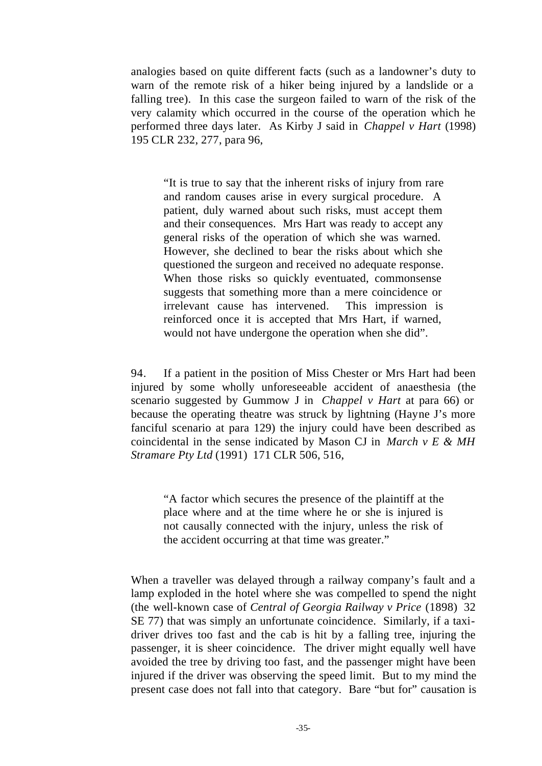analogies based on quite different facts (such as a landowner's duty to warn of the remote risk of a hiker being injured by a landslide or a falling tree). In this case the surgeon failed to warn of the risk of the very calamity which occurred in the course of the operation which he performed three days later. As Kirby J said in *Chappel v Hart* (1998) 195 CLR 232, 277, para 96,

> "It is true to say that the inherent risks of injury from rare and random causes arise in every surgical procedure. A patient, duly warned about such risks, must accept them and their consequences. Mrs Hart was ready to accept any general risks of the operation of which she was warned. However, she declined to bear the risks about which she questioned the surgeon and received no adequate response. When those risks so quickly eventuated, commonsense suggests that something more than a mere coincidence or irrelevant cause has intervened. This impression is reinforced once it is accepted that Mrs Hart, if warned, would not have undergone the operation when she did".

94. If a patient in the position of Miss Chester or Mrs Hart had been injured by some wholly unforeseeable accident of anaesthesia (the scenario suggested by Gummow J in *Chappel v Hart* at para 66) or because the operating theatre was struck by lightning (Hayne J's more fanciful scenario at para 129) the injury could have been described as coincidental in the sense indicated by Mason CJ in *March v E & MH Stramare Pty Ltd* (1991) 171 CLR 506, 516,

> "A factor which secures the presence of the plaintiff at the place where and at the time where he or she is injured is not causally connected with the injury, unless the risk of the accident occurring at that time was greater."

When a traveller was delayed through a railway company's fault and a lamp exploded in the hotel where she was compelled to spend the night (the well-known case of *Central of Georgia Railway v Price* (1898) 32 SE 77) that was simply an unfortunate coincidence. Similarly, if a taxi-driver drives too fast and the cab is hit by a falling tree, injuring the passenger, it is sheer coincidence. The driver might equally well have avoided the tree by driving too fast, and the passenger might have been injured if the driver was observing the speed limit. But to my mind the present case does not fall into that category. Bare "but for" causation is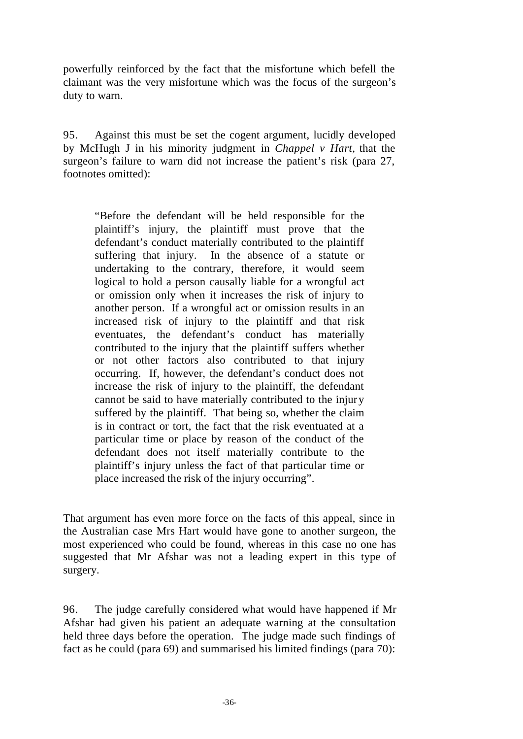powerfully reinforced by the fact that the misfortune which befell the claimant was the very misfortune which was the focus of the surgeon's duty to warn.

95. Against this must be set the cogent argument, lucidly developed by McHugh J in his minority judgment in *Chappel v Hart*, that the surgeon's failure to warn did not increase the patient's risk (para 27, footnotes omitted):

> "Before the defendant will be held responsible for the plaintiff's injury, the plaintiff must prove that the defendant's conduct materially contributed to the plaintiff suffering that injury. In the absence of a statute or undertaking to the contrary, therefore, it would seem logical to hold a person causally liable for a wrongful act or omission only when it increases the risk of injury to another person. If a wrongful act or omission results in an increased risk of injury to the plaintiff and that risk eventuates, the defendant's conduct has materially contributed to the injury that the plaintiff suffers whether or not other factors also contributed to that injury occurring. If, however, the defendant's conduct does not increase the risk of injury to the plaintiff, the defendant cannot be said to have materially contributed to the injury suffered by the plaintiff. That being so, whether the claim is in contract or tort, the fact that the risk eventuated at a particular time or place by reason of the conduct of the defendant does not itself materially contribute to the plaintiff's injury unless the fact of that particular time or place increased the risk of the injury occurring".

That argument has even more force on the facts of this appeal, since in the Australian case Mrs Hart would have gone to another surgeon, the most experienced who could be found, whereas in this case no one has suggested that Mr Afshar was not a leading expert in this type of surgery.

96. The judge carefully considered what would have happened if Mr Afshar had given his patient an adequate warning at the consultation held three days before the operation. The judge made such findings of fact as he could (para 69) and summarised his limited findings (para 70):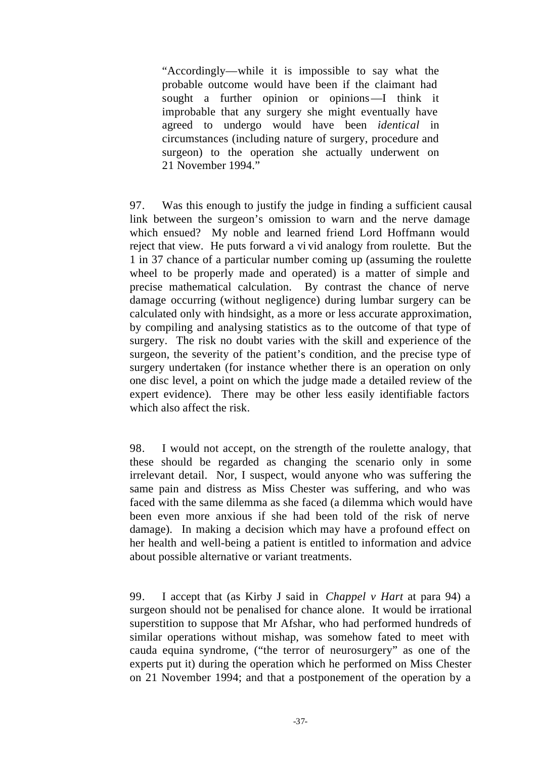> "Accordingly—while it is impossible to say what the probable outcome would have been if the claimant had sought a further opinion or opinions—I think it improbable that any surgery she might eventually have agreed to undergo would have been *identical* in circumstances (including nature of surgery, procedure and surgeon) to the operation she actually underwent on 21 November 1994."

97. Was this enough to justify the judge in finding a sufficient causal link between the surgeon's omission to warn and the nerve damage which ensued? My noble and learned friend Lord Hoffmann would reject that view. He puts forward a vivid analogy from roulette. But the 1 in 37 chance of a particular number coming up (assuming the roulette wheel to be properly made and operated) is a matter of simple and precise mathematical calculation. By contrast the chance of nerve damage occurring (without negligence) during lumbar surgery can be calculated only with hindsight, as a more or less accurate approximation, by compiling and analysing statistics as to the outcome of that type of surgery. The risk no doubt varies with the skill and experience of the surgeon, the severity of the patient's condition, and the precise type of surgery undertaken (for instance whether there is an operation on only one disc level, a point on which the judge made a detailed review of the expert evidence). There may be other less easily identifiable factors which also affect the risk.

98. I would not accept, on the strength of the roulette analogy, that these should be regarded as changing the scenario only in some irrelevant detail. Nor, I suspect, would anyone who was suffering the same pain and distress as Miss Chester was suffering, and who was faced with the same dilemma as she faced (a dilemma which would have been even more anxious if she had been told of the risk of nerve damage). In making a decision which may have a profound effect on her health and well-being a patient is entitled to information and advice about possible alternative or variant treatments.

99. I accept that (as Kirby J said in *Chappel v Hart* at para 94) a surgeon should not be penalised for chance alone. It would be irrational superstition to suppose that Mr Afshar, who had performed hundreds of similar operations without mishap, was somehow fated to meet with cauda equina syndrome, ("the terror of neurosurgery" as one of the experts put it) during the operation which he performed on Miss Chester on 21 November 1994; and that a postponement of the operation by a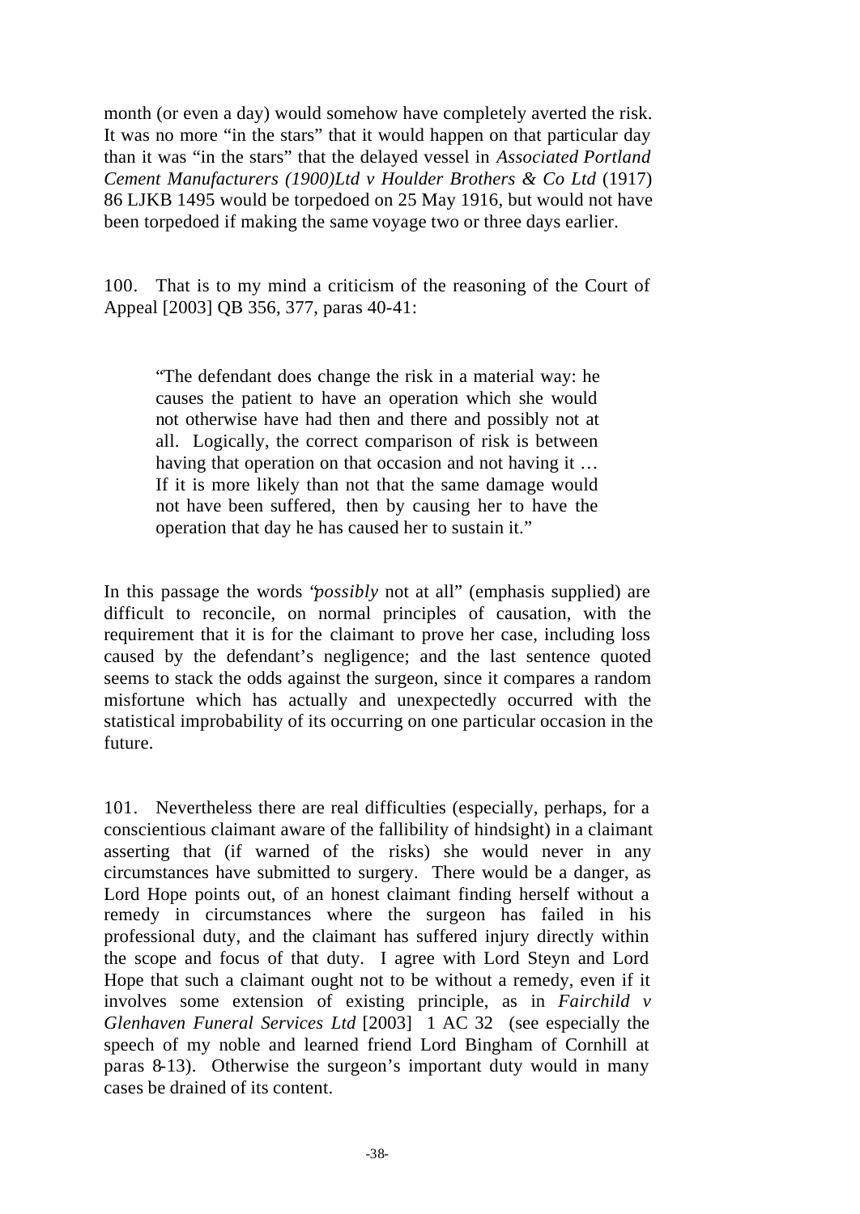month (or even a day) would somehow have completely averted the risk. It was no more "in the stars" that it would happen on that particular day than it was "in the stars" that the delayed vessel in *Associated Portland Cement Manufacturers (1900)Ltd v Houlder Brothers & Co Ltd* (1917) 86 LJKB 1495 would be torpedoed on 25 May 1916, but would not have been torpedoed if making the same voyage two or three days earlier.

100. That is to my mind a criticism of the reasoning of the Court of Appeal [2003] QB 356, 377, paras 40-41:

> "The defendant does change the risk in a material way: he causes the patient to have an operation which she would not otherwise have had then and there and possibly not at all. Logically, the correct comparison of risk is between having that operation on that occasion and not having it … If it is more likely than not that the same damage would not have been suffered, then by causing her to have the operation that day he has caused her to sustain it."

In this passage the words "*possibly* not at all" (emphasis supplied) are difficult to reconcile, on normal principles of causation, with the requirement that it is for the claimant to prove her case, including loss caused by the defendant's negligence; and the last sentence quoted seems to stack the odds against the surgeon, since it compares a random misfortune which has actually and unexpectedly occurred with the statistical improbability of its occurring on one particular occasion in the future.

101. Nevertheless there are real difficulties (especially, perhaps, for a conscientious claimant aware of the fallibility of hindsight) in a claimant asserting that (if warned of the risks) she would never in any circumstances have submitted to surgery. There would be a danger, as Lord Hope points out, of an honest claimant finding herself without a remedy in circumstances where the surgeon has failed in his professional duty, and the claimant has suffered injury directly within the scope and focus of that duty. I agree with Lord Steyn and Lord Hope that such a claimant ought not to be without a remedy, even if it involves some extension of existing principle, as in *Fairchild v Glenhaven Funeral Services Ltd* [2003] 1 AC 32 (see especially the speech of my noble and learned friend Lord Bingham of Cornhill at paras 8-13). Otherwise the surgeon's important duty would in many cases be drained of its content.